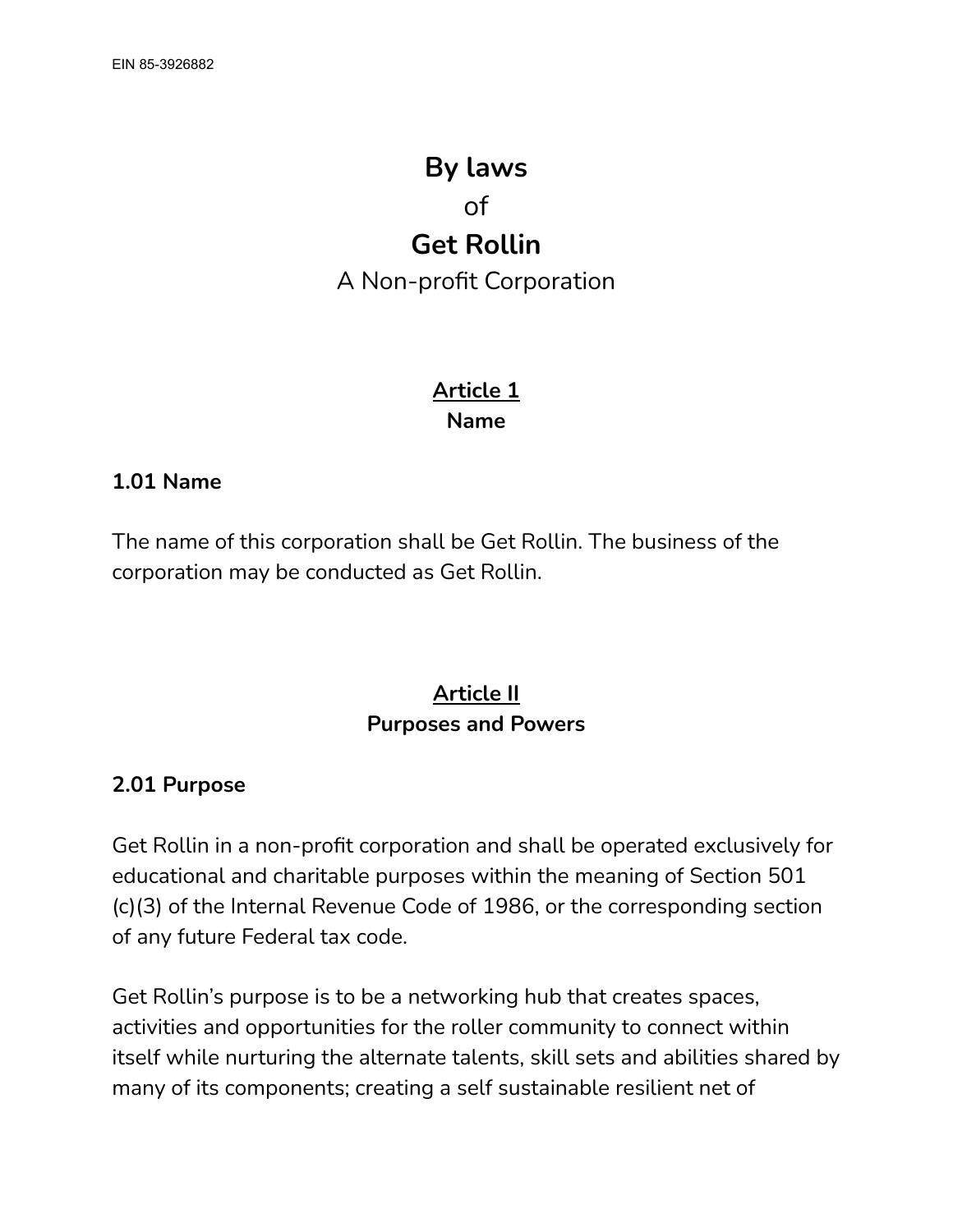EIN 85-3926882

# By laws

of

# Get Rollin

A Non-profit Corporation

## Article 1
## Name

### 1.01 Name

The name of this corporation shall be Get Rollin. The business of the corporation may be conducted as Get Rollin.

## Article II
## Purposes and Powers

### 2.01 Purpose

Get Rollin in a non-profit corporation and shall be operated exclusively for educational and charitable purposes within the meaning of Section 501 (c)(3) of the Internal Revenue Code of 1986, or the corresponding section of any future Federal tax code.

Get Rollin's purpose is to be a networking hub that creates spaces, activities and opportunities for the roller community to connect within itself while nurturing the alternate talents, skill sets and abilities shared by many of its components; creating a self sustainable resilient net of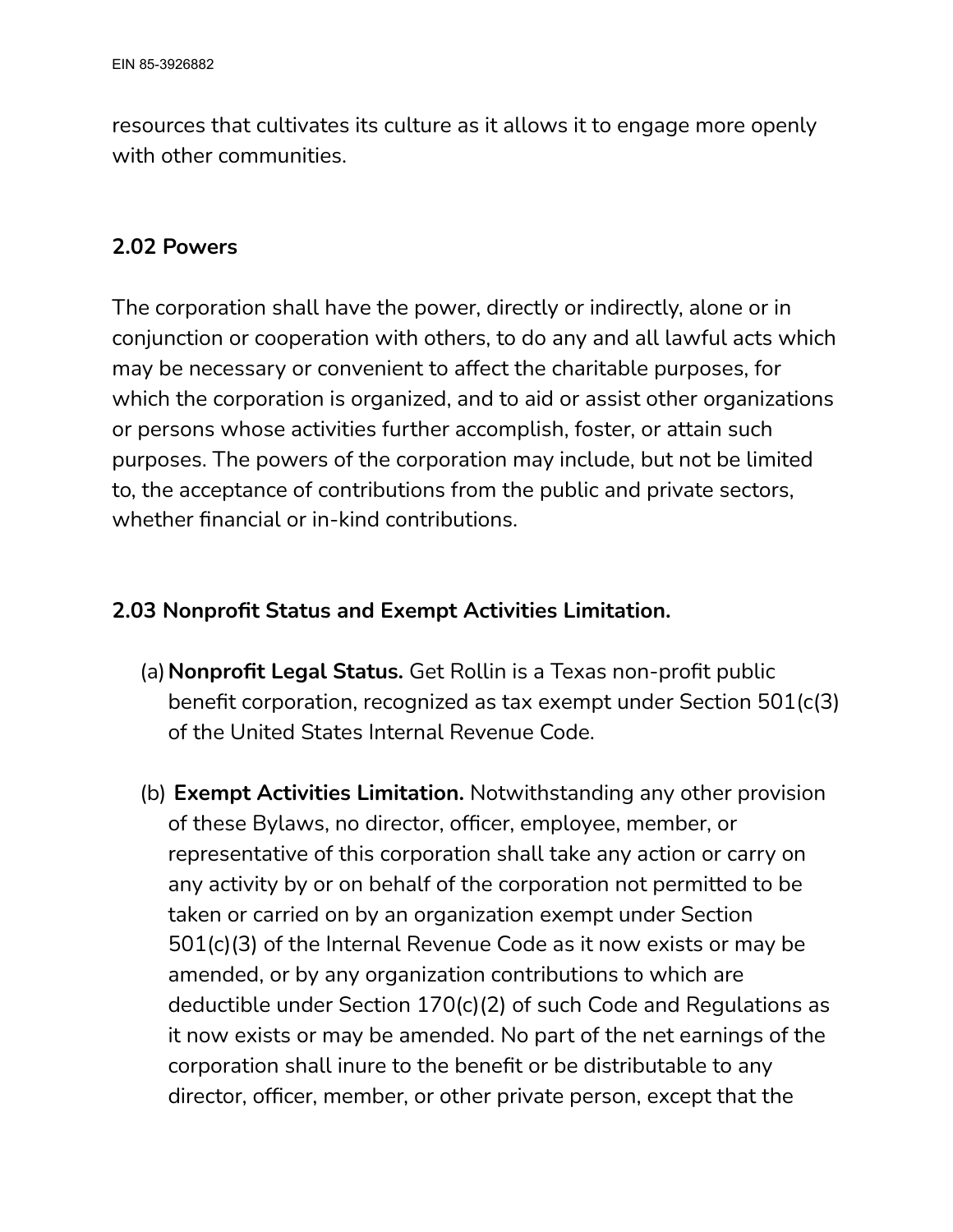resources that cultivates its culture as it allows it to engage more openly with other communities.

### 2.02 Powers

The corporation shall have the power, directly or indirectly, alone or in conjunction or cooperation with others, to do any and all lawful acts which may be necessary or convenient to affect the charitable purposes, for which the corporation is organized, and to aid or assist other organizations or persons whose activities further accomplish, foster, or attain such purposes. The powers of the corporation may include, but not be limited to, the acceptance of contributions from the public and private sectors, whether financial or in-kind contributions.

### 2.03 Nonprofit Status and Exempt Activities Limitation.

(a) **Nonprofit Legal Status.** Get Rollin is a Texas non-profit public benefit corporation, recognized as tax exempt under Section 501(c(3) of the United States Internal Revenue Code.

(b) **Exempt Activities Limitation.** Notwithstanding any other provision of these Bylaws, no director, officer, employee, member, or representative of this corporation shall take any action or carry on any activity by or on behalf of the corporation not permitted to be taken or carried on by an organization exempt under Section 501(c)(3) of the Internal Revenue Code as it now exists or may be amended, or by any organization contributions to which are deductible under Section 170(c)(2) of such Code and Regulations as it now exists or may be amended. No part of the net earnings of the corporation shall inure to the benefit or be distributable to any director, officer, member, or other private person, except that the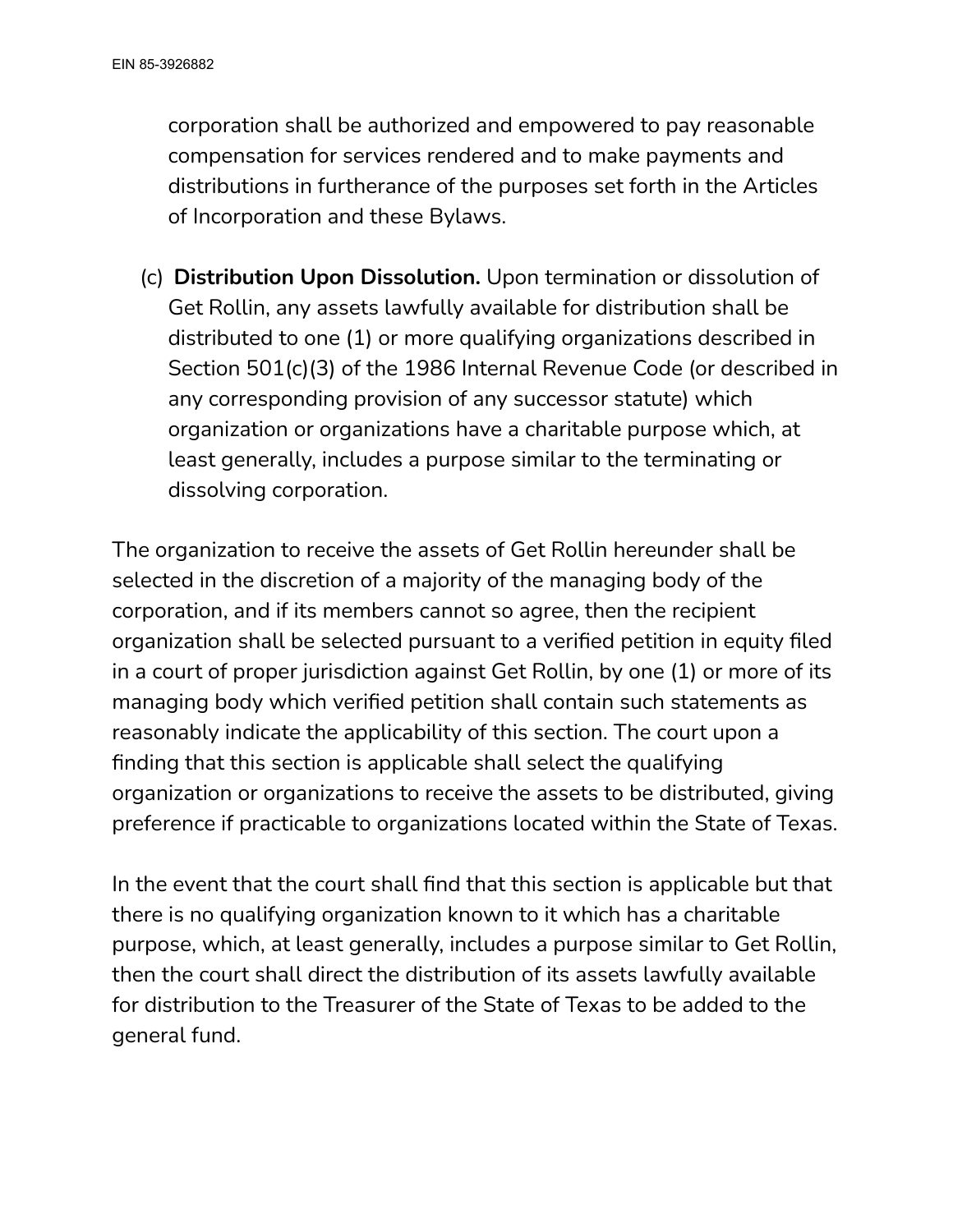corporation shall be authorized and empowered to pay reasonable compensation for services rendered and to make payments and distributions in furtherance of the purposes set forth in the Articles of Incorporation and these Bylaws.

(c) **Distribution Upon Dissolution.** Upon termination or dissolution of Get Rollin, any assets lawfully available for distribution shall be distributed to one (1) or more qualifying organizations described in Section 501(c)(3) of the 1986 Internal Revenue Code (or described in any corresponding provision of any successor statute) which organization or organizations have a charitable purpose which, at least generally, includes a purpose similar to the terminating or dissolving corporation.

The organization to receive the assets of Get Rollin hereunder shall be selected in the discretion of a majority of the managing body of the corporation, and if its members cannot so agree, then the recipient organization shall be selected pursuant to a verified petition in equity filed in a court of proper jurisdiction against Get Rollin, by one (1) or more of its managing body which verified petition shall contain such statements as reasonably indicate the applicability of this section. The court upon a finding that this section is applicable shall select the qualifying organization or organizations to receive the assets to be distributed, giving preference if practicable to organizations located within the State of Texas.

In the event that the court shall find that this section is applicable but that there is no qualifying organization known to it which has a charitable purpose, which, at least generally, includes a purpose similar to Get Rollin, then the court shall direct the distribution of its assets lawfully available for distribution to the Treasurer of the State of Texas to be added to the general fund.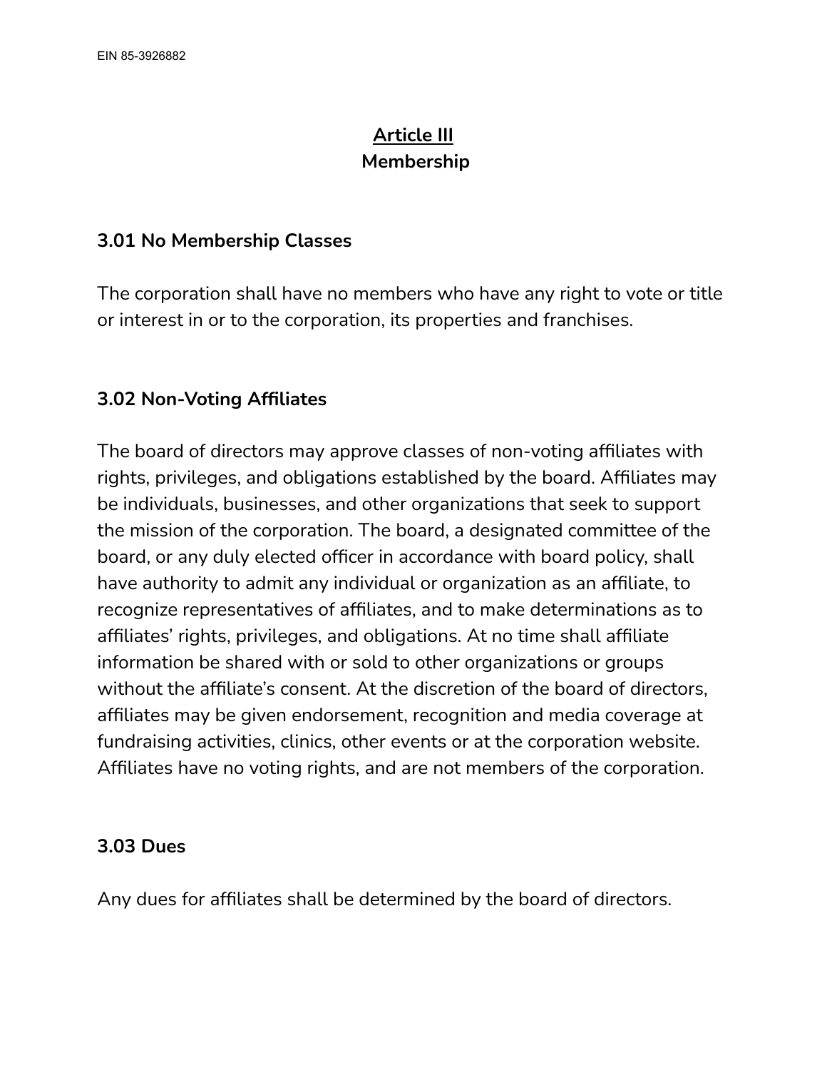# Article III
## Membership

### 3.01 No Membership Classes

The corporation shall have no members who have any right to vote or title or interest in or to the corporation, its properties and franchises.

### 3.02 Non-Voting Affiliates

The board of directors may approve classes of non-voting affiliates with rights, privileges, and obligations established by the board. Affiliates may be individuals, businesses, and other organizations that seek to support the mission of the corporation. The board, a designated committee of the board, or any duly elected officer in accordance with board policy, shall have authority to admit any individual or organization as an affiliate, to recognize representatives of affiliates, and to make determinations as to affiliates' rights, privileges, and obligations. At no time shall affiliate information be shared with or sold to other organizations or groups without the affiliate's consent. At the discretion of the board of directors, affiliates may be given endorsement, recognition and media coverage at fundraising activities, clinics, other events or at the corporation website. Affiliates have no voting rights, and are not members of the corporation.

### 3.03 Dues

Any dues for affiliates shall be determined by the board of directors.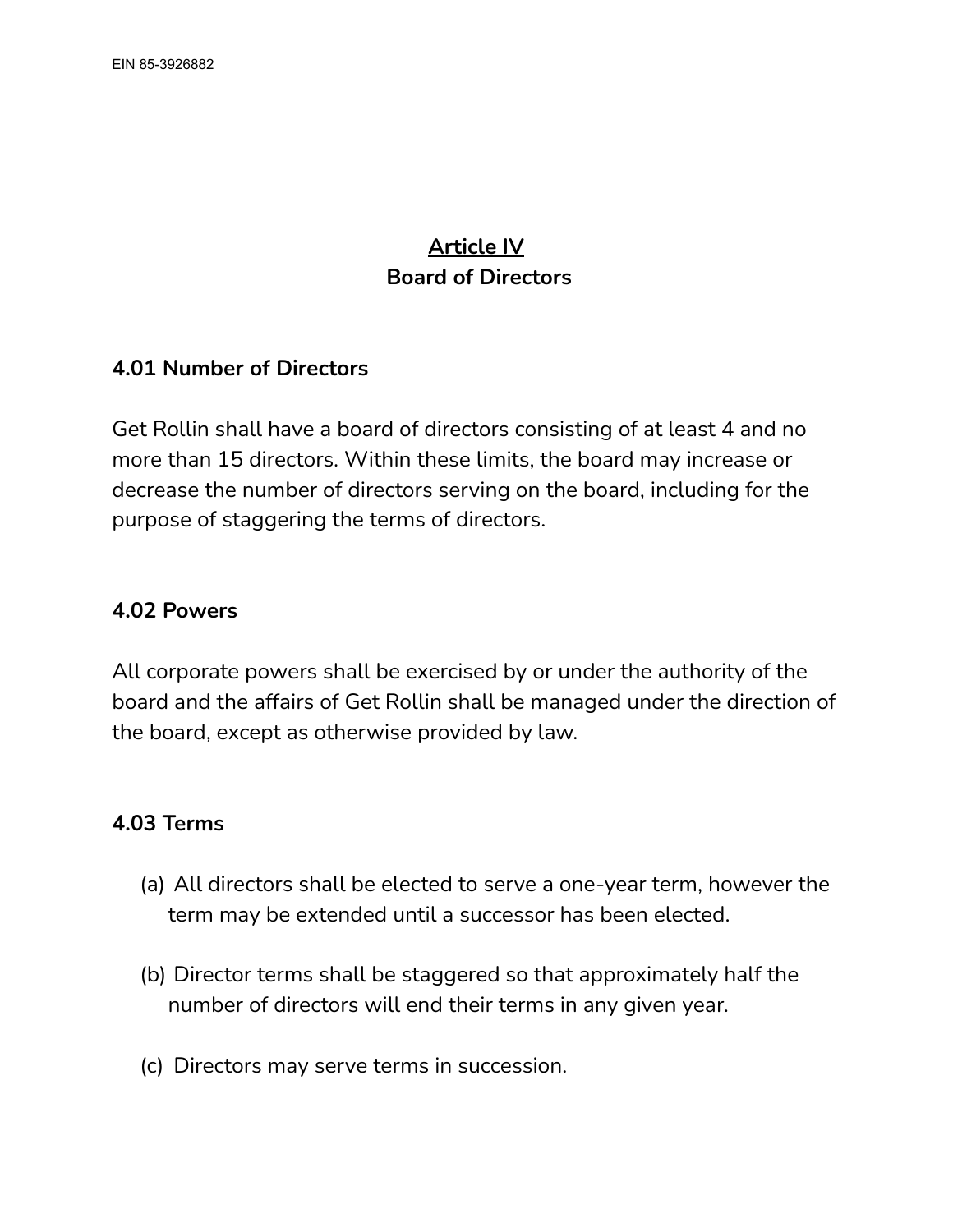## Article IV
## Board of Directors

### 4.01 Number of Directors

Get Rollin shall have a board of directors consisting of at least 4 and no more than 15 directors. Within these limits, the board may increase or decrease the number of directors serving on the board, including for the purpose of staggering the terms of directors.

### 4.02 Powers

All corporate powers shall be exercised by or under the authority of the board and the affairs of Get Rollin shall be managed under the direction of the board, except as otherwise provided by law.

### 4.03 Terms

(a) All directors shall be elected to serve a one-year term, however the term may be extended until a successor has been elected.

(b) Director terms shall be staggered so that approximately half the number of directors will end their terms in any given year.

(c) Directors may serve terms in succession.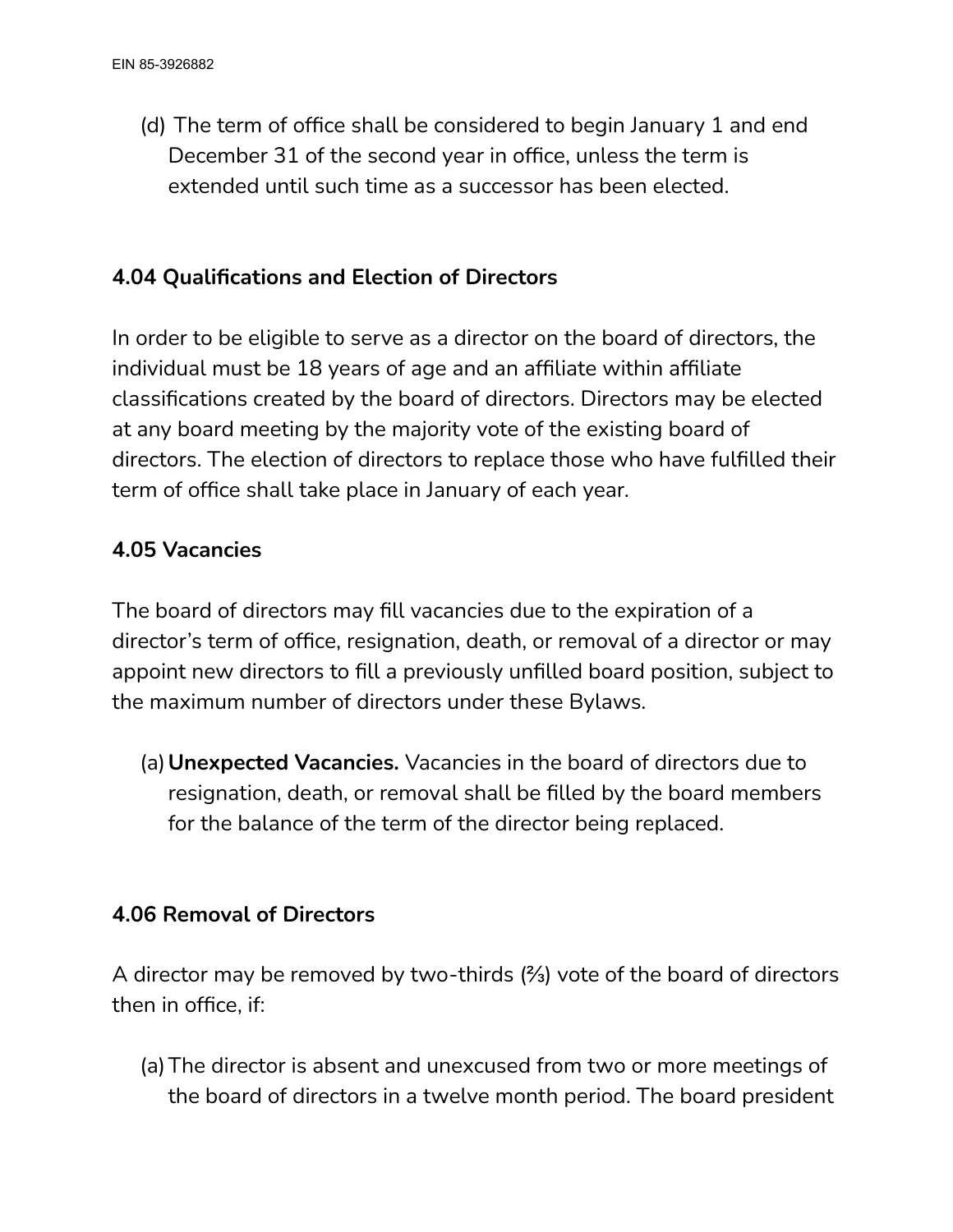(d) The term of office shall be considered to begin January 1 and end December 31 of the second year in office, unless the term is extended until such time as a successor has been elected.

**4.04 Qualifications and Election of Directors**

In order to be eligible to serve as a director on the board of directors, the individual must be 18 years of age and an affiliate within affiliate classifications created by the board of directors. Directors may be elected at any board meeting by the majority vote of the existing board of directors. The election of directors to replace those who have fulfilled their term of office shall take place in January of each year.

**4.05 Vacancies**

The board of directors may fill vacancies due to the expiration of a director's term of office, resignation, death, or removal of a director or may appoint new directors to fill a previously unfilled board position, subject to the maximum number of directors under these Bylaws.

(a) **Unexpected Vacancies.** Vacancies in the board of directors due to resignation, death, or removal shall be filled by the board members for the balance of the term of the director being replaced.

**4.06 Removal of Directors**

A director may be removed by two-thirds (⅔) vote of the board of directors then in office, if:

(a) The director is absent and unexcused from two or more meetings of the board of directors in a twelve month period. The board president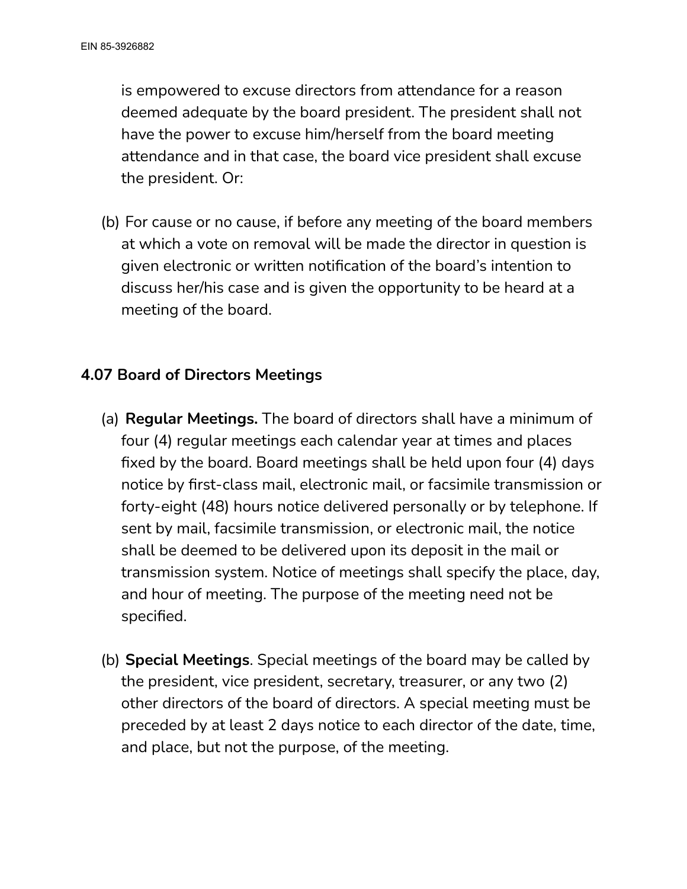is empowered to excuse directors from attendance for a reason deemed adequate by the board president. The president shall not have the power to excuse him/herself from the board meeting attendance and in that case, the board vice president shall excuse the president. Or:

(b) For cause or no cause, if before any meeting of the board members at which a vote on removal will be made the director in question is given electronic or written notification of the board's intention to discuss her/his case and is given the opportunity to be heard at a meeting of the board.

### 4.07 Board of Directors Meetings

(a) **Regular Meetings.** The board of directors shall have a minimum of four (4) regular meetings each calendar year at times and places fixed by the board. Board meetings shall be held upon four (4) days notice by first-class mail, electronic mail, or facsimile transmission or forty-eight (48) hours notice delivered personally or by telephone. If sent by mail, facsimile transmission, or electronic mail, the notice shall be deemed to be delivered upon its deposit in the mail or transmission system. Notice of meetings shall specify the place, day, and hour of meeting. The purpose of the meeting need not be specified.

(b) **Special Meetings**. Special meetings of the board may be called by the president, vice president, secretary, treasurer, or any two (2) other directors of the board of directors. A special meeting must be preceded by at least 2 days notice to each director of the date, time, and place, but not the purpose, of the meeting.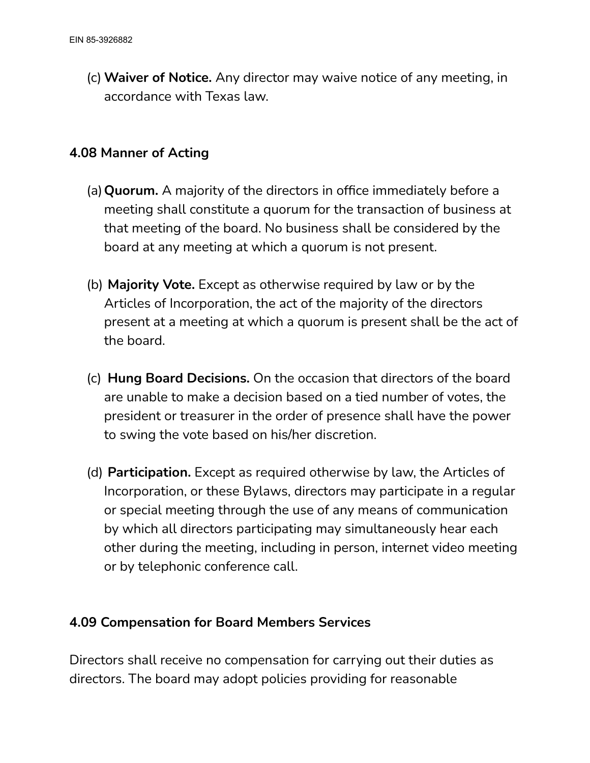(c) **Waiver of Notice.** Any director may waive notice of any meeting, in accordance with Texas law.

### 4.08 Manner of Acting

(a) **Quorum.** A majority of the directors in office immediately before a meeting shall constitute a quorum for the transaction of business at that meeting of the board. No business shall be considered by the board at any meeting at which a quorum is not present.

(b) **Majority Vote.** Except as otherwise required by law or by the Articles of Incorporation, the act of the majority of the directors present at a meeting at which a quorum is present shall be the act of the board.

(c) **Hung Board Decisions.** On the occasion that directors of the board are unable to make a decision based on a tied number of votes, the president or treasurer in the order of presence shall have the power to swing the vote based on his/her discretion.

(d) **Participation.** Except as required otherwise by law, the Articles of Incorporation, or these Bylaws, directors may participate in a regular or special meeting through the use of any means of communication by which all directors participating may simultaneously hear each other during the meeting, including in person, internet video meeting or by telephonic conference call.

### 4.09 Compensation for Board Members Services

Directors shall receive no compensation for carrying out their duties as directors. The board may adopt policies providing for reasonable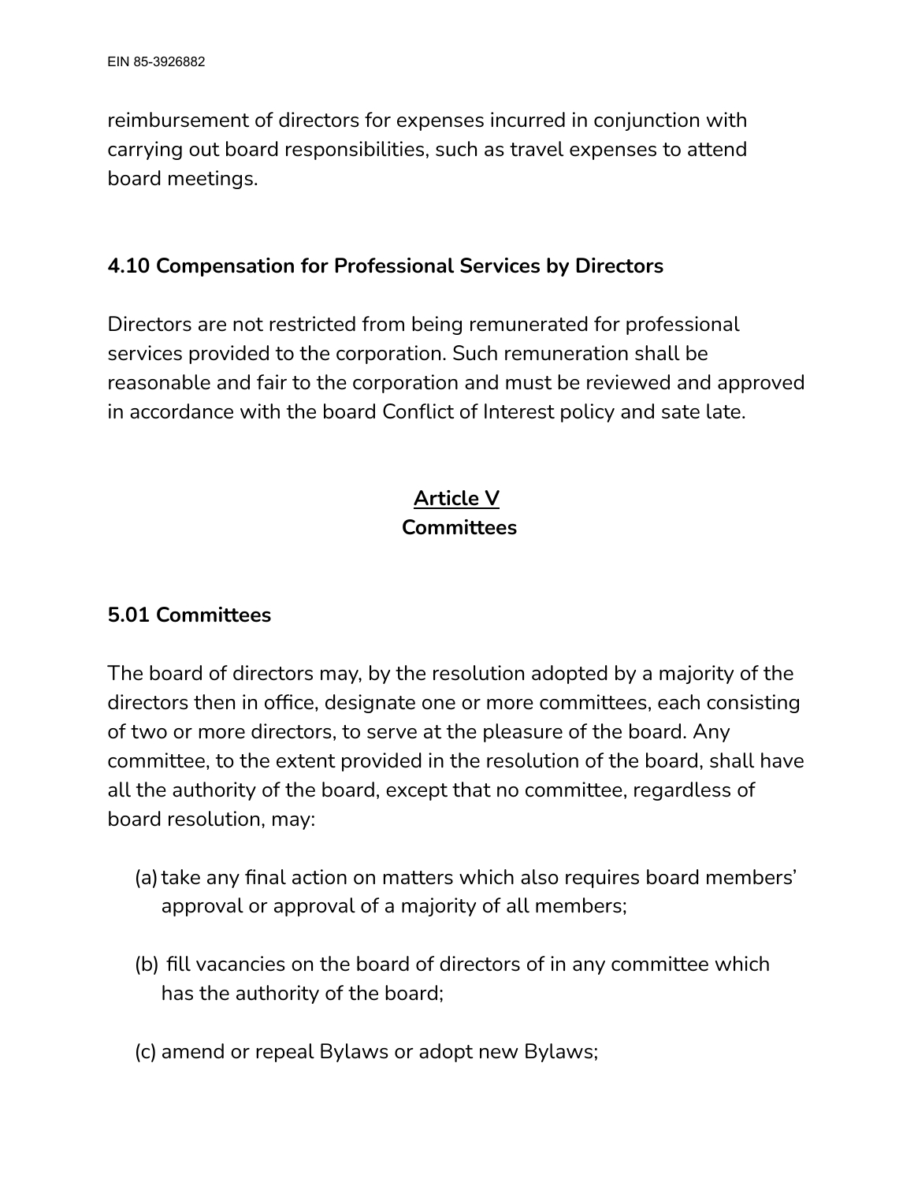reimbursement of directors for expenses incurred in conjunction with carrying out board responsibilities, such as travel expenses to attend board meetings.

### 4.10 Compensation for Professional Services by Directors

Directors are not restricted from being remunerated for professional services provided to the corporation. Such remuneration shall be reasonable and fair to the corporation and must be reviewed and approved in accordance with the board Conflict of Interest policy and sate late.

## Article V
## Committees

### 5.01 Committees

The board of directors may, by the resolution adopted by a majority of the directors then in office, designate one or more committees, each consisting of two or more directors, to serve at the pleasure of the board. Any committee, to the extent provided in the resolution of the board, shall have all the authority of the board, except that no committee, regardless of board resolution, may:

(a) take any final action on matters which also requires board members' approval or approval of a majority of all members;

(b) fill vacancies on the board of directors of in any committee which has the authority of the board;

(c) amend or repeal Bylaws or adopt new Bylaws;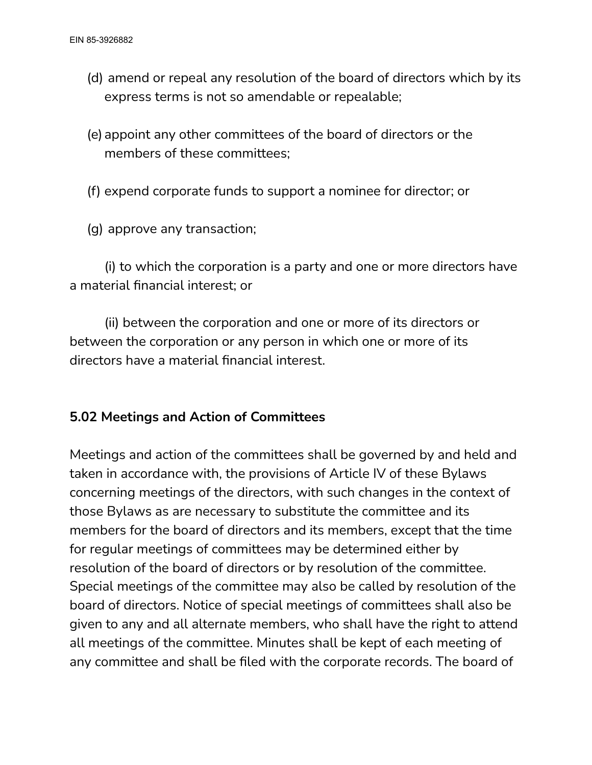(d) amend or repeal any resolution of the board of directors which by its express terms is not so amendable or repealable;

(e) appoint any other committees of the board of directors or the members of these committees;

(f) expend corporate funds to support a nominee for director; or

(g) approve any transaction;

(i) to which the corporation is a party and one or more directors have a material financial interest; or

(ii) between the corporation and one or more of its directors or between the corporation or any person in which one or more of its directors have a material financial interest.

**5.02 Meetings and Action of Committees**

Meetings and action of the committees shall be governed by and held and taken in accordance with, the provisions of Article IV of these Bylaws concerning meetings of the directors, with such changes in the context of those Bylaws as are necessary to substitute the committee and its members for the board of directors and its members, except that the time for regular meetings of committees may be determined either by resolution of the board of directors or by resolution of the committee. Special meetings of the committee may also be called by resolution of the board of directors. Notice of special meetings of committees shall also be given to any and all alternate members, who shall have the right to attend all meetings of the committee. Minutes shall be kept of each meeting of any committee and shall be filed with the corporate records. The board of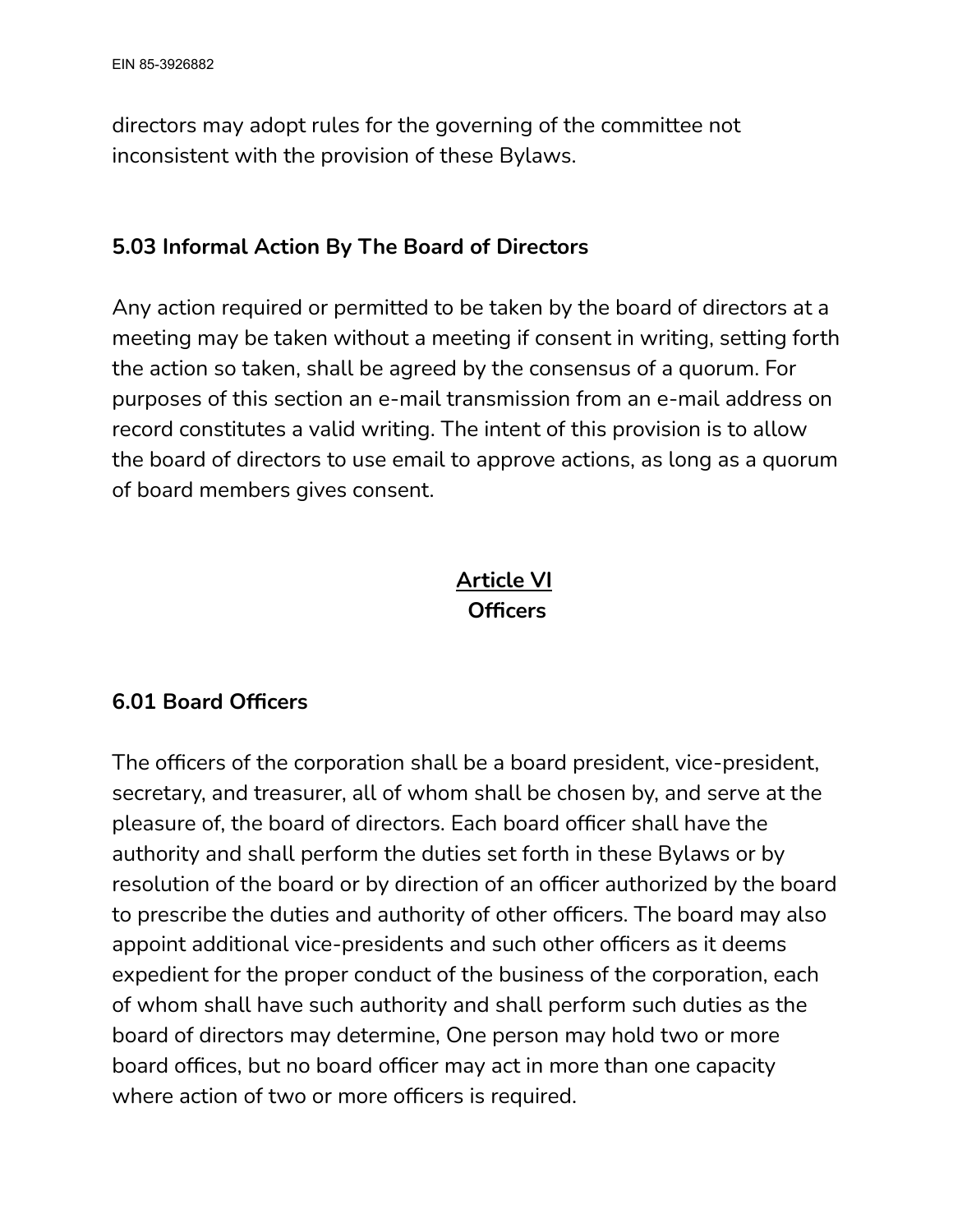directors may adopt rules for the governing of the committee not inconsistent with the provision of these Bylaws.

### 5.03 Informal Action By The Board of Directors

Any action required or permitted to be taken by the board of directors at a meeting may be taken without a meeting if consent in writing, setting forth the action so taken, shall be agreed by the consensus of a quorum. For purposes of this section an e-mail transmission from an e-mail address on record constitutes a valid writing. The intent of this provision is to allow the board of directors to use email to approve actions, as long as a quorum of board members gives consent.

## Article VI
## Officers

### 6.01 Board Officers

The officers of the corporation shall be a board president, vice-president, secretary, and treasurer, all of whom shall be chosen by, and serve at the pleasure of, the board of directors. Each board officer shall have the authority and shall perform the duties set forth in these Bylaws or by resolution of the board or by direction of an officer authorized by the board to prescribe the duties and authority of other officers. The board may also appoint additional vice-presidents and such other officers as it deems expedient for the proper conduct of the business of the corporation, each of whom shall have such authority and shall perform such duties as the board of directors may determine, One person may hold two or more board offices, but no board officer may act in more than one capacity where action of two or more officers is required.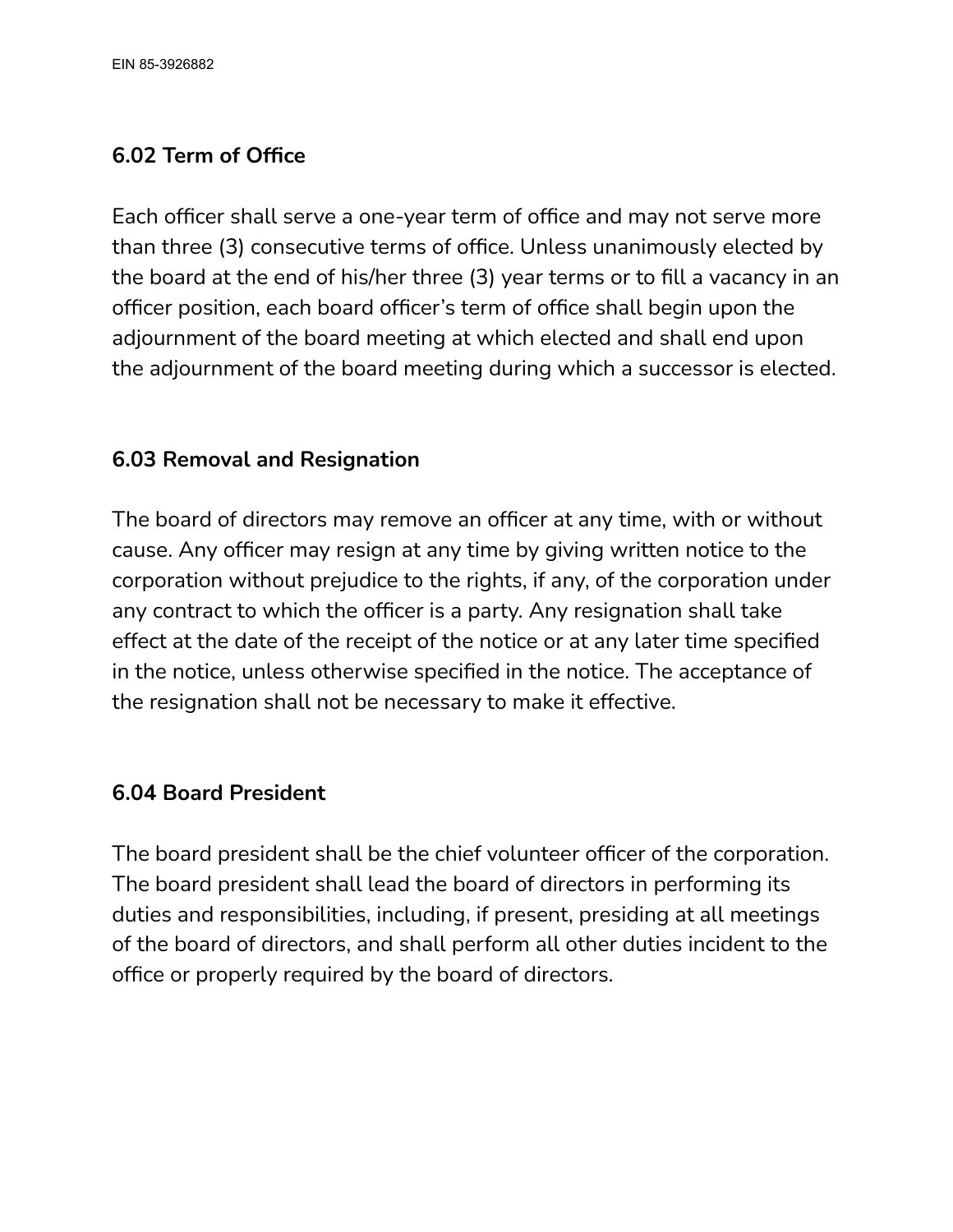### 6.02 Term of Office

Each officer shall serve a one-year term of office and may not serve more than three (3) consecutive terms of office. Unless unanimously elected by the board at the end of his/her three (3) year terms or to fill a vacancy in an officer position, each board officer's term of office shall begin upon the adjournment of the board meeting at which elected and shall end upon the adjournment of the board meeting during which a successor is elected.

### 6.03 Removal and Resignation

The board of directors may remove an officer at any time, with or without cause. Any officer may resign at any time by giving written notice to the corporation without prejudice to the rights, if any, of the corporation under any contract to which the officer is a party. Any resignation shall take effect at the date of the receipt of the notice or at any later time specified in the notice, unless otherwise specified in the notice. The acceptance of the resignation shall not be necessary to make it effective.

### 6.04 Board President

The board president shall be the chief volunteer officer of the corporation. The board president shall lead the board of directors in performing its duties and responsibilities, including, if present, presiding at all meetings of the board of directors, and shall perform all other duties incident to the office or properly required by the board of directors.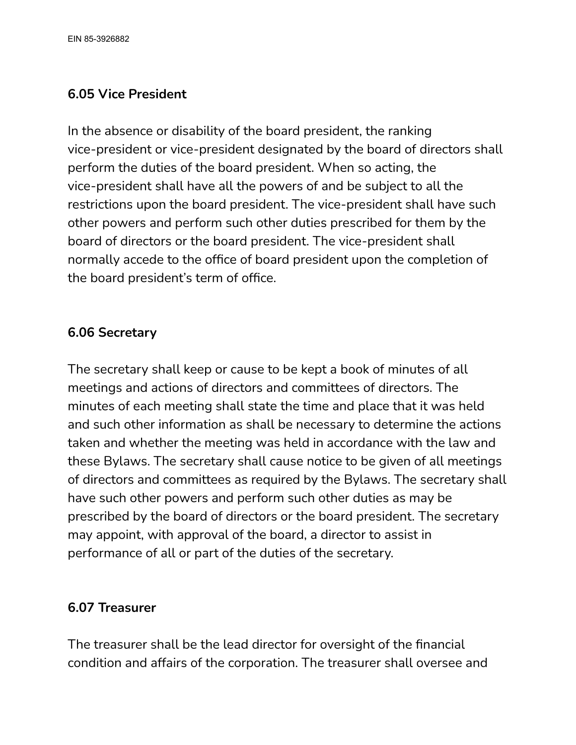### 6.05 Vice President

In the absence or disability of the board president, the ranking vice-president or vice-president designated by the board of directors shall perform the duties of the board president. When so acting, the vice-president shall have all the powers of and be subject to all the restrictions upon the board president. The vice-president shall have such other powers and perform such other duties prescribed for them by the board of directors or the board president. The vice-president shall normally accede to the office of board president upon the completion of the board president's term of office.

### 6.06 Secretary

The secretary shall keep or cause to be kept a book of minutes of all meetings and actions of directors and committees of directors. The minutes of each meeting shall state the time and place that it was held and such other information as shall be necessary to determine the actions taken and whether the meeting was held in accordance with the law and these Bylaws. The secretary shall cause notice to be given of all meetings of directors and committees as required by the Bylaws. The secretary shall have such other powers and perform such other duties as may be prescribed by the board of directors or the board president. The secretary may appoint, with approval of the board, a director to assist in performance of all or part of the duties of the secretary.

### 6.07 Treasurer

The treasurer shall be the lead director for oversight of the financial condition and affairs of the corporation. The treasurer shall oversee and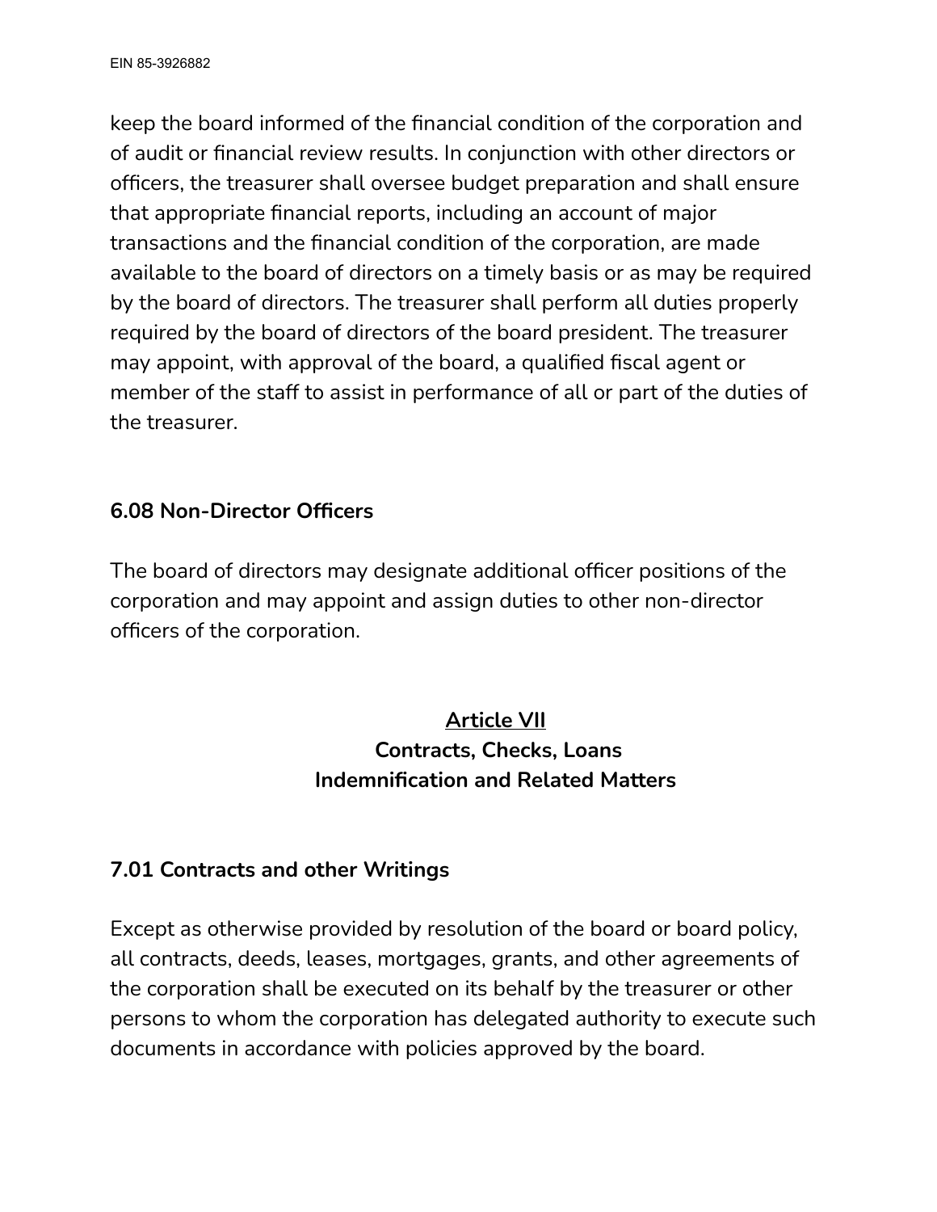keep the board informed of the financial condition of the corporation and of audit or financial review results. In conjunction with other directors or officers, the treasurer shall oversee budget preparation and shall ensure that appropriate financial reports, including an account of major transactions and the financial condition of the corporation, are made available to the board of directors on a timely basis or as may be required by the board of directors. The treasurer shall perform all duties properly required by the board of directors of the board president. The treasurer may appoint, with approval of the board, a qualified fiscal agent or member of the staff to assist in performance of all or part of the duties of the treasurer.

### 6.08 Non-Director Officers

The board of directors may designate additional officer positions of the corporation and may appoint and assign duties to other non-director officers of the corporation.

## Article VII
## Contracts, Checks, Loans Indemnification and Related Matters

### 7.01 Contracts and other Writings

Except as otherwise provided by resolution of the board or board policy, all contracts, deeds, leases, mortgages, grants, and other agreements of the corporation shall be executed on its behalf by the treasurer or other persons to whom the corporation has delegated authority to execute such documents in accordance with policies approved by the board.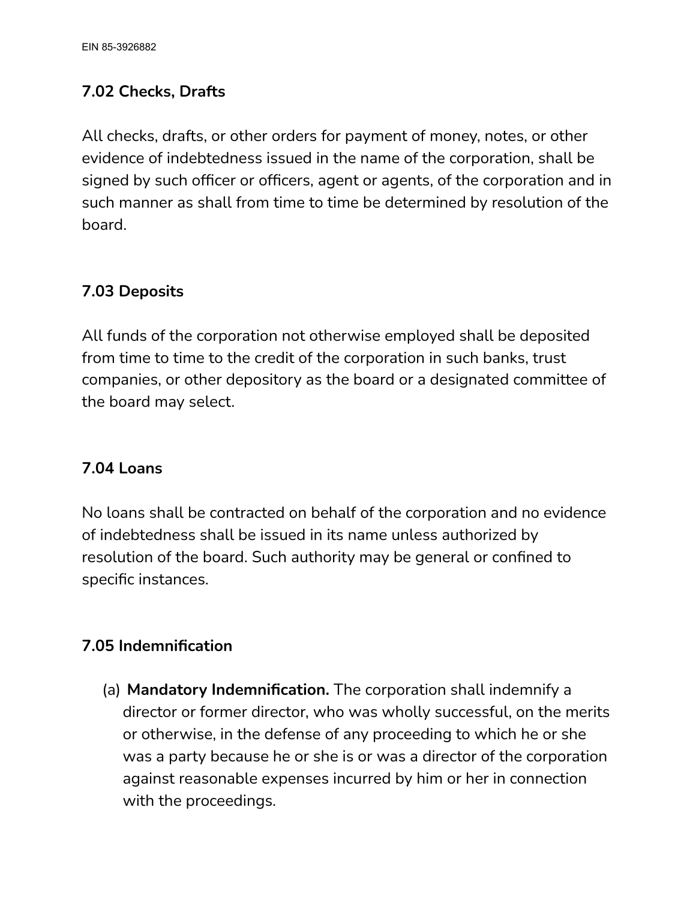### 7.02 Checks, Drafts

All checks, drafts, or other orders for payment of money, notes, or other evidence of indebtedness issued in the name of the corporation, shall be signed by such officer or officers, agent or agents, of the corporation and in such manner as shall from time to time be determined by resolution of the board.

### 7.03 Deposits

All funds of the corporation not otherwise employed shall be deposited from time to time to the credit of the corporation in such banks, trust companies, or other depository as the board or a designated committee of the board may select.

### 7.04 Loans

No loans shall be contracted on behalf of the corporation and no evidence of indebtedness shall be issued in its name unless authorized by resolution of the board. Such authority may be general or confined to specific instances.

### 7.05 Indemnification

(a) **Mandatory Indemnification.** The corporation shall indemnify a director or former director, who was wholly successful, on the merits or otherwise, in the defense of any proceeding to which he or she was a party because he or she is or was a director of the corporation against reasonable expenses incurred by him or her in connection with the proceedings.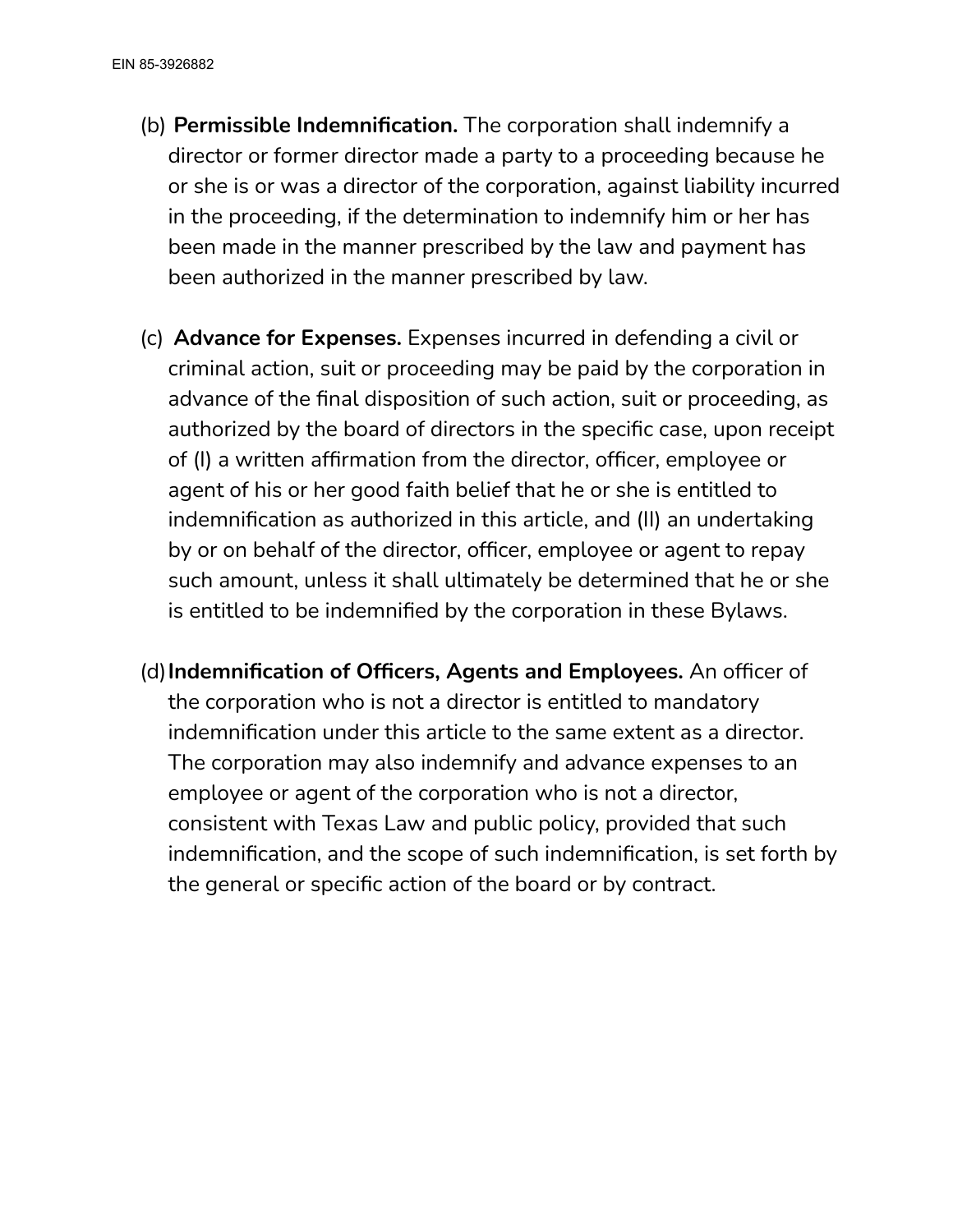(b) **Permissible Indemnification.** The corporation shall indemnify a director or former director made a party to a proceeding because he or she is or was a director of the corporation, against liability incurred in the proceeding, if the determination to indemnify him or her has been made in the manner prescribed by the law and payment has been authorized in the manner prescribed by law.

(c) **Advance for Expenses.** Expenses incurred in defending a civil or criminal action, suit or proceeding may be paid by the corporation in advance of the final disposition of such action, suit or proceeding, as authorized by the board of directors in the specific case, upon receipt of (I) a written affirmation from the director, officer, employee or agent of his or her good faith belief that he or she is entitled to indemnification as authorized in this article, and (II) an undertaking by or on behalf of the director, officer, employee or agent to repay such amount, unless it shall ultimately be determined that he or she is entitled to be indemnified by the corporation in these Bylaws.

(d) **Indemnification of Officers, Agents and Employees.** An officer of the corporation who is not a director is entitled to mandatory indemnification under this article to the same extent as a director. The corporation may also indemnify and advance expenses to an employee or agent of the corporation who is not a director, consistent with Texas Law and public policy, provided that such indemnification, and the scope of such indemnification, is set forth by the general or specific action of the board or by contract.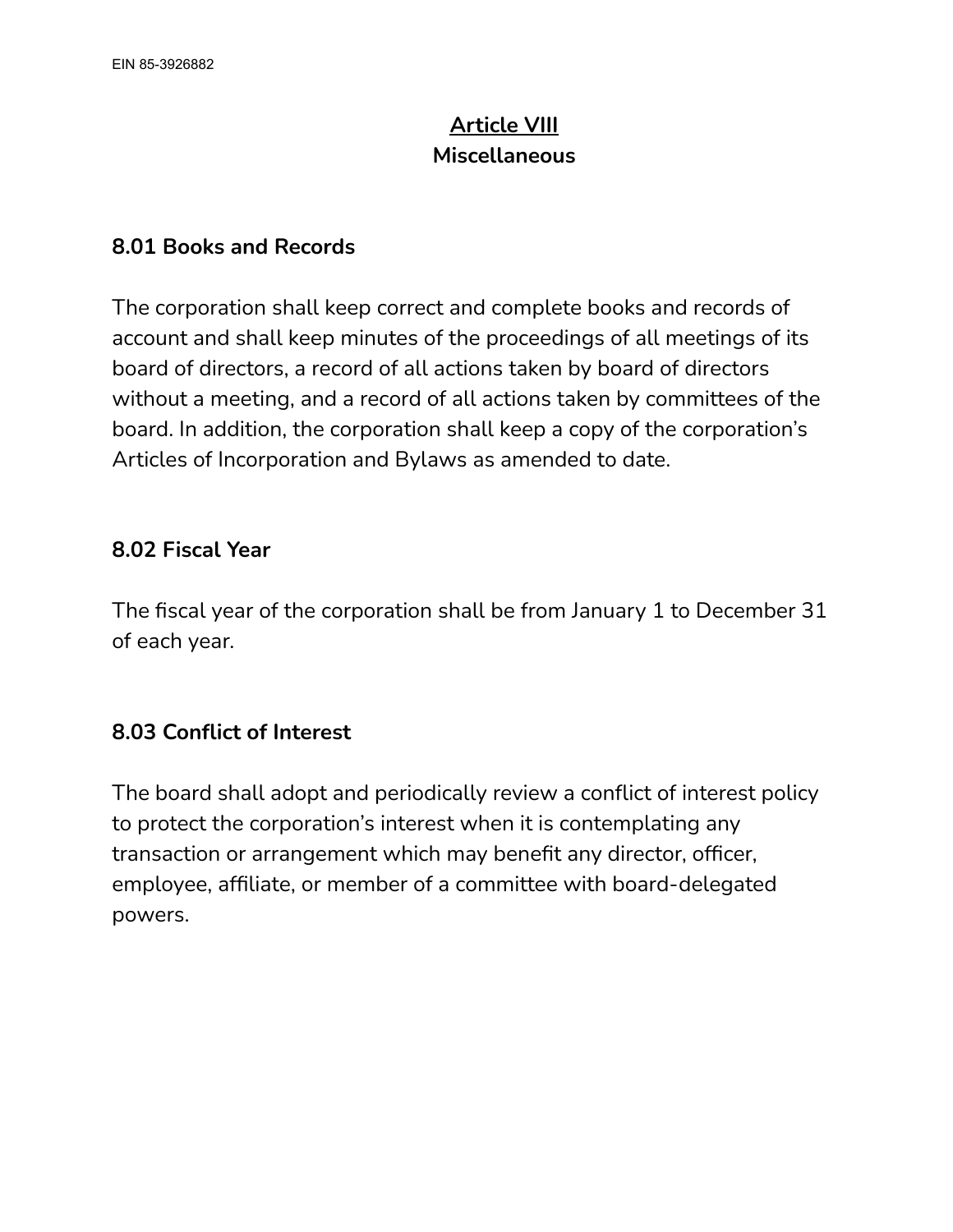## Article VIII
## Miscellaneous

### 8.01 Books and Records

The corporation shall keep correct and complete books and records of account and shall keep minutes of the proceedings of all meetings of its board of directors, a record of all actions taken by board of directors without a meeting, and a record of all actions taken by committees of the board. In addition, the corporation shall keep a copy of the corporation's Articles of Incorporation and Bylaws as amended to date.

### 8.02 Fiscal Year

The fiscal year of the corporation shall be from January 1 to December 31 of each year.

### 8.03 Conflict of Interest

The board shall adopt and periodically review a conflict of interest policy to protect the corporation's interest when it is contemplating any transaction or arrangement which may benefit any director, officer, employee, affiliate, or member of a committee with board-delegated powers.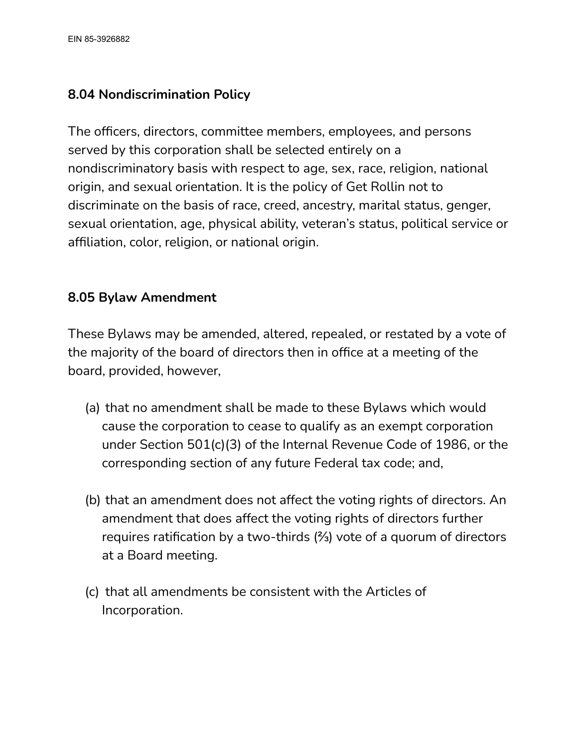### 8.04 Nondiscrimination Policy

The officers, directors, committee members, employees, and persons served by this corporation shall be selected entirely on a nondiscriminatory basis with respect to age, sex, race, religion, national origin, and sexual orientation. It is the policy of Get Rollin not to discriminate on the basis of race, creed, ancestry, marital status, genger, sexual orientation, age, physical ability, veteran's status, political service or affiliation, color, religion, or national origin.

### 8.05 Bylaw Amendment

These Bylaws may be amended, altered, repealed, or restated by a vote of the majority of the board of directors then in office at a meeting of the board, provided, however,

(a) that no amendment shall be made to these Bylaws which would cause the corporation to cease to qualify as an exempt corporation under Section 501(c)(3) of the Internal Revenue Code of 1986, or the corresponding section of any future Federal tax code; and,

(b) that an amendment does not affect the voting rights of directors. An amendment that does affect the voting rights of directors further requires ratification by a two-thirds (⅔) vote of a quorum of directors at a Board meeting.

(c) that all amendments be consistent with the Articles of Incorporation.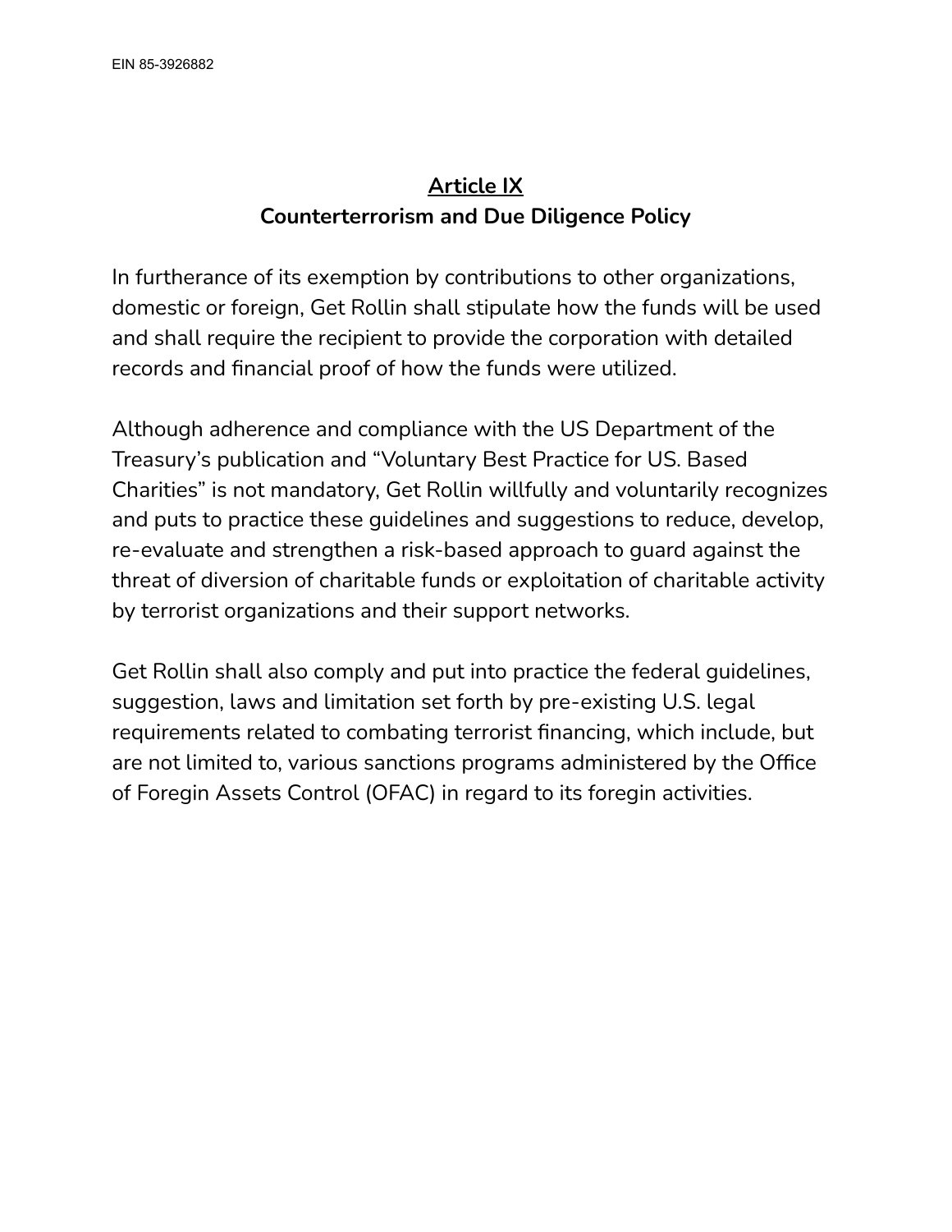## Article IX
**Counterterrorism and Due Diligence Policy**

In furtherance of its exemption by contributions to other organizations, domestic or foreign, Get Rollin shall stipulate how the funds will be used and shall require the recipient to provide the corporation with detailed records and financial proof of how the funds were utilized.

Although adherence and compliance with the US Department of the Treasury's publication and "Voluntary Best Practice for US. Based Charities" is not mandatory, Get Rollin willfully and voluntarily recognizes and puts to practice these guidelines and suggestions to reduce, develop, re-evaluate and strengthen a risk-based approach to guard against the threat of diversion of charitable funds or exploitation of charitable activity by terrorist organizations and their support networks.

Get Rollin shall also comply and put into practice the federal guidelines, suggestion, laws and limitation set forth by pre-existing U.S. legal requirements related to combating terrorist financing, which include, but are not limited to, various sanctions programs administered by the Office of Foregin Assets Control (OFAC) in regard to its foregin activities.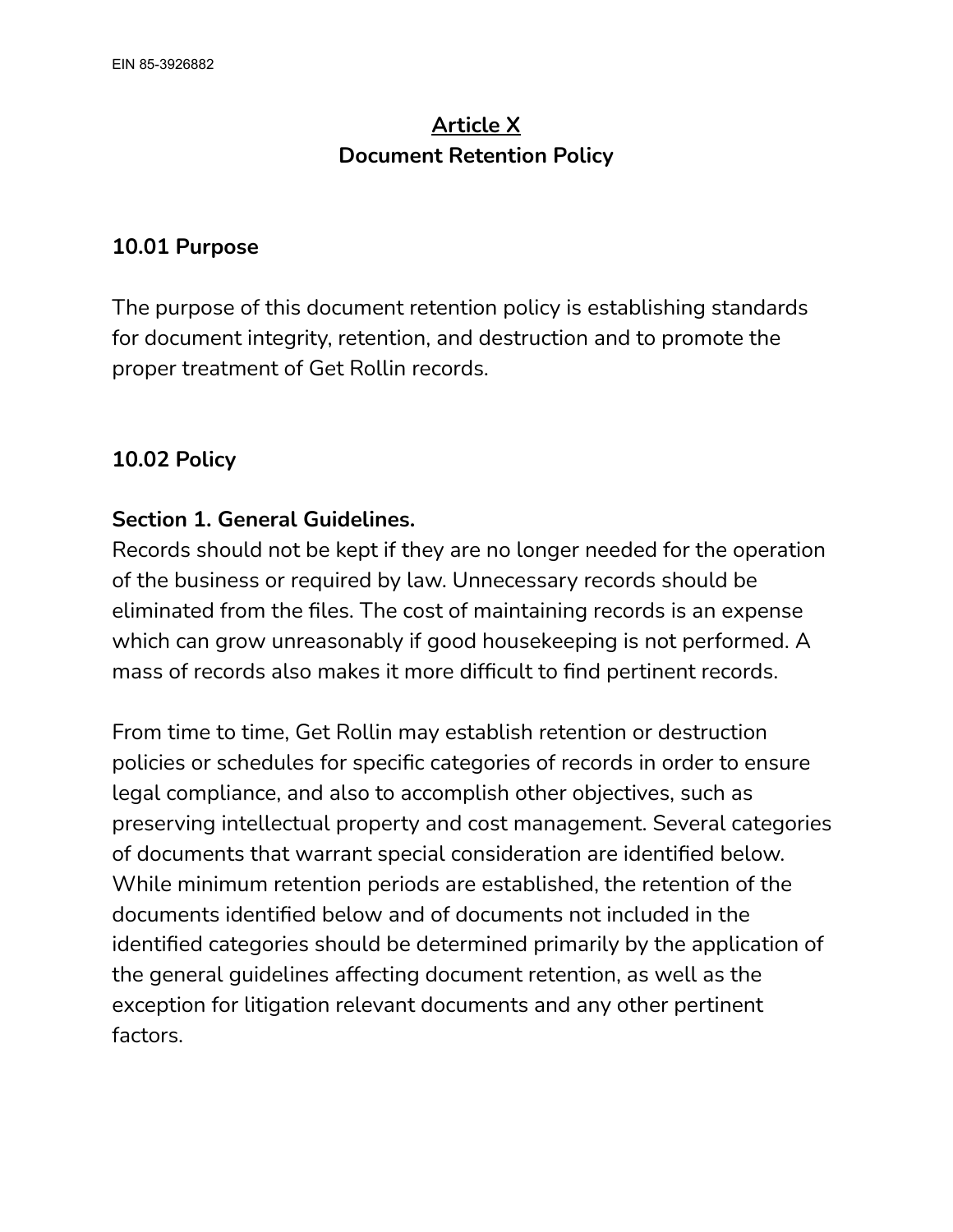## Article X
## Document Retention Policy

### 10.01 Purpose

The purpose of this document retention policy is establishing standards for document integrity, retention, and destruction and to promote the proper treatment of Get Rollin records.

### 10.02 Policy

**Section 1. General Guidelines.**
Records should not be kept if they are no longer needed for the operation of the business or required by law. Unnecessary records should be eliminated from the files. The cost of maintaining records is an expense which can grow unreasonably if good housekeeping is not performed. A mass of records also makes it more difficult to find pertinent records.

From time to time, Get Rollin may establish retention or destruction policies or schedules for specific categories of records in order to ensure legal compliance, and also to accomplish other objectives, such as preserving intellectual property and cost management. Several categories of documents that warrant special consideration are identified below. While minimum retention periods are established, the retention of the documents identified below and of documents not included in the identified categories should be determined primarily by the application of the general guidelines affecting document retention, as well as the exception for litigation relevant documents and any other pertinent factors.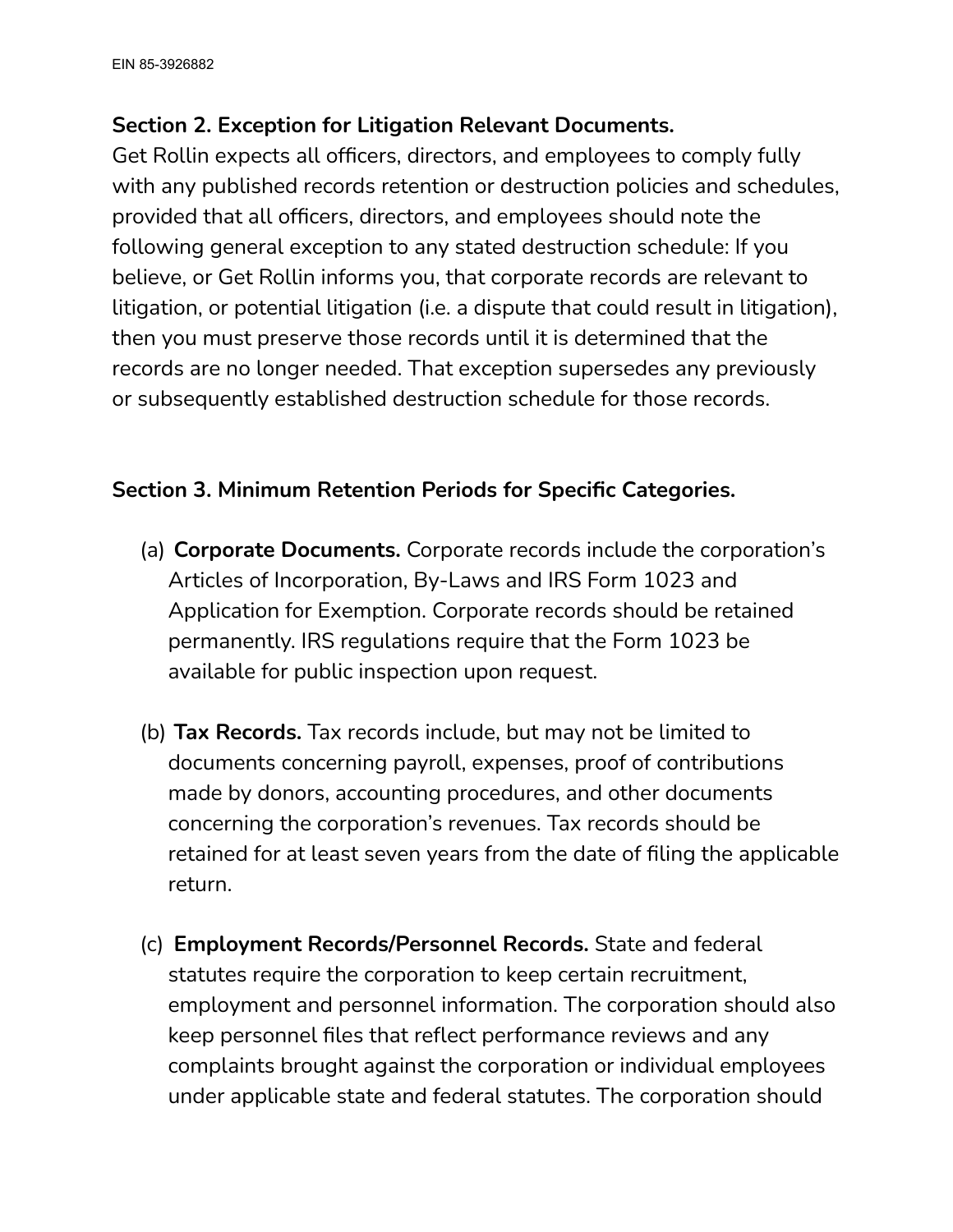**Section 2. Exception for Litigation Relevant Documents.**
Get Rollin expects all officers, directors, and employees to comply fully with any published records retention or destruction policies and schedules, provided that all officers, directors, and employees should note the following general exception to any stated destruction schedule: If you believe, or Get Rollin informs you, that corporate records are relevant to litigation, or potential litigation (i.e. a dispute that could result in litigation), then you must preserve those records until it is determined that the records are no longer needed. That exception supersedes any previously or subsequently established destruction schedule for those records.

**Section 3. Minimum Retention Periods for Specific Categories.**

(a) **Corporate Documents.** Corporate records include the corporation's Articles of Incorporation, By-Laws and IRS Form 1023 and Application for Exemption. Corporate records should be retained permanently. IRS regulations require that the Form 1023 be available for public inspection upon request.

(b) **Tax Records.** Tax records include, but may not be limited to documents concerning payroll, expenses, proof of contributions made by donors, accounting procedures, and other documents concerning the corporation's revenues. Tax records should be retained for at least seven years from the date of filing the applicable return.

(c) **Employment Records/Personnel Records.** State and federal statutes require the corporation to keep certain recruitment, employment and personnel information. The corporation should also keep personnel files that reflect performance reviews and any complaints brought against the corporation or individual employees under applicable state and federal statutes. The corporation should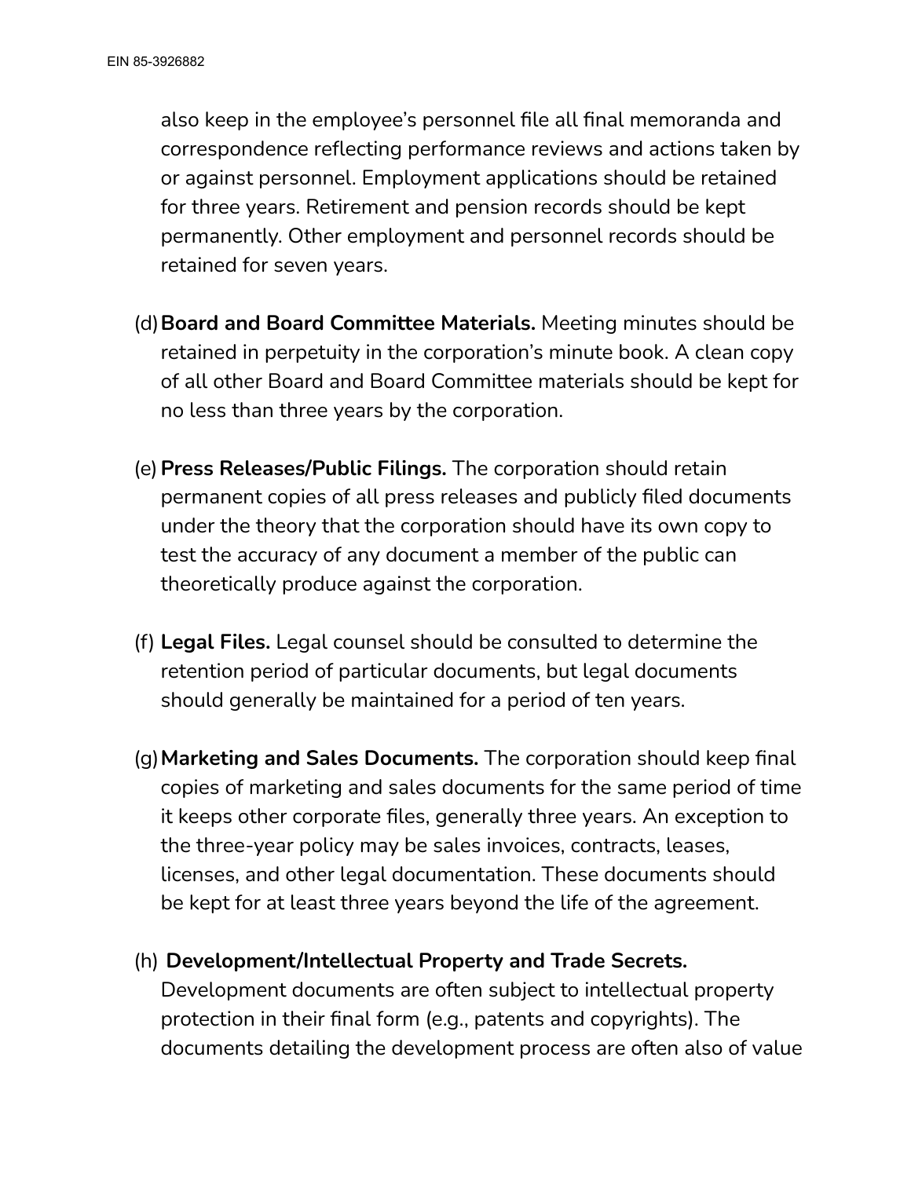also keep in the employee's personnel file all final memoranda and correspondence reflecting performance reviews and actions taken by or against personnel. Employment applications should be retained for three years. Retirement and pension records should be kept permanently. Other employment and personnel records should be retained for seven years.

(d) **Board and Board Committee Materials.** Meeting minutes should be retained in perpetuity in the corporation's minute book. A clean copy of all other Board and Board Committee materials should be kept for no less than three years by the corporation.

(e) **Press Releases/Public Filings.** The corporation should retain permanent copies of all press releases and publicly filed documents under the theory that the corporation should have its own copy to test the accuracy of any document a member of the public can theoretically produce against the corporation.

(f) **Legal Files.** Legal counsel should be consulted to determine the retention period of particular documents, but legal documents should generally be maintained for a period of ten years.

(g) **Marketing and Sales Documents.** The corporation should keep final copies of marketing and sales documents for the same period of time it keeps other corporate files, generally three years. An exception to the three-year policy may be sales invoices, contracts, leases, licenses, and other legal documentation. These documents should be kept for at least three years beyond the life of the agreement.

(h) **Development/Intellectual Property and Trade Secrets.** Development documents are often subject to intellectual property protection in their final form (e.g., patents and copyrights). The documents detailing the development process are often also of value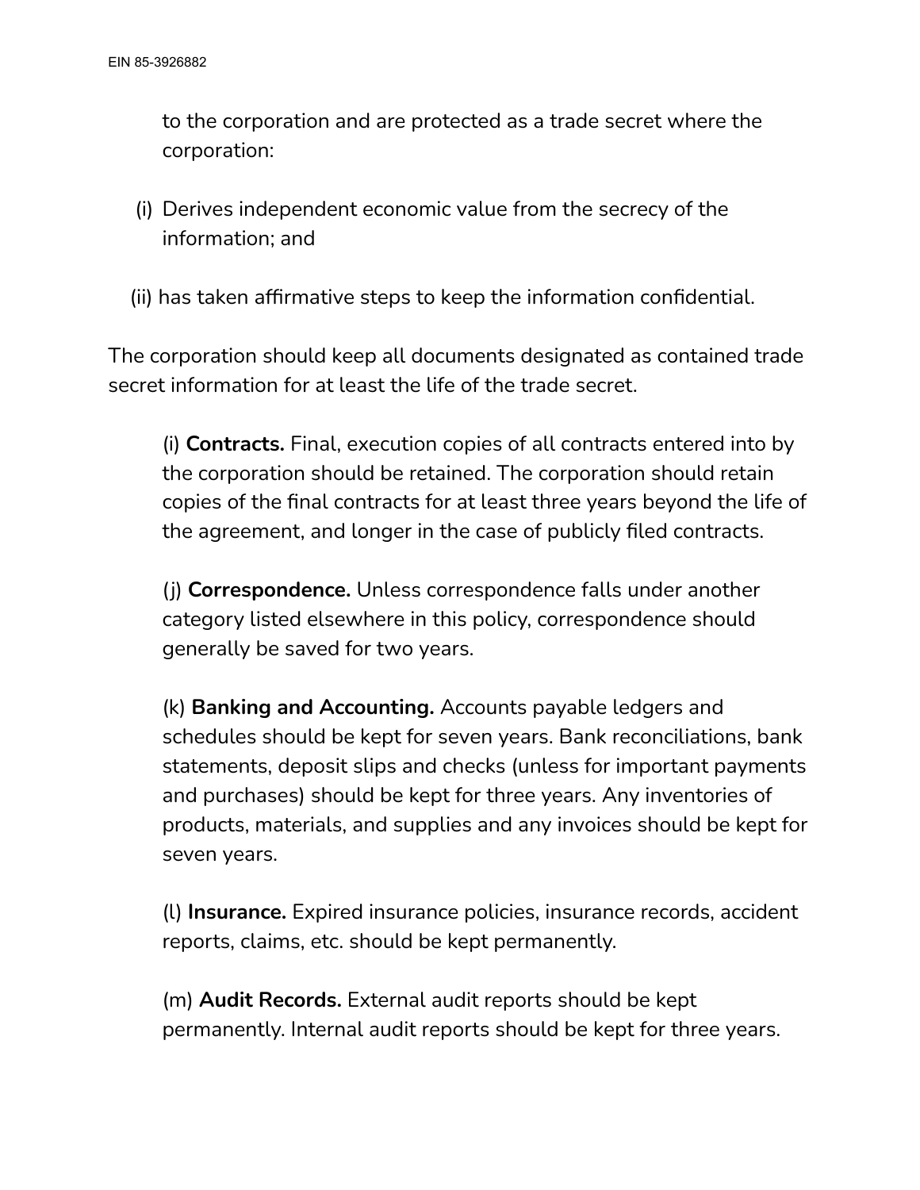to the corporation and are protected as a trade secret where the corporation:

(i) Derives independent economic value from the secrecy of the information; and

(ii) has taken affirmative steps to keep the information confidential.

The corporation should keep all documents designated as contained trade secret information for at least the life of the trade secret.

(i) **Contracts.** Final, execution copies of all contracts entered into by the corporation should be retained. The corporation should retain copies of the final contracts for at least three years beyond the life of the agreement, and longer in the case of publicly filed contracts.

(j) **Correspondence.** Unless correspondence falls under another category listed elsewhere in this policy, correspondence should generally be saved for two years.

(k) **Banking and Accounting.** Accounts payable ledgers and schedules should be kept for seven years. Bank reconciliations, bank statements, deposit slips and checks (unless for important payments and purchases) should be kept for three years. Any inventories of products, materials, and supplies and any invoices should be kept for seven years.

(l) **Insurance.** Expired insurance policies, insurance records, accident reports, claims, etc. should be kept permanently.

(m) **Audit Records.** External audit reports should be kept permanently. Internal audit reports should be kept for three years.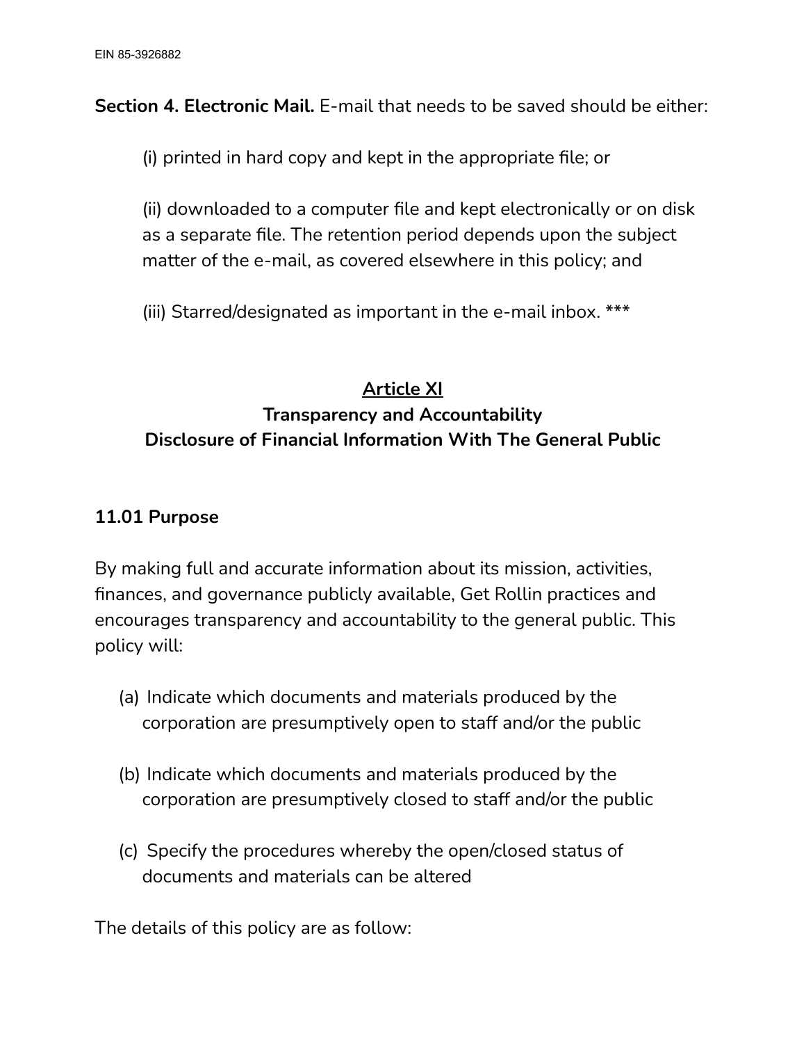**Section 4. Electronic Mail.** E-mail that needs to be saved should be either:

(i) printed in hard copy and kept in the appropriate file; or

(ii) downloaded to a computer file and kept electronically or on disk as a separate file. The retention period depends upon the subject matter of the e-mail, as covered elsewhere in this policy; and

(iii) Starred/designated as important in the e-mail inbox. ***

## Article XI
## Transparency and Accountability
## Disclosure of Financial Information With The General Public

### 11.01 Purpose

By making full and accurate information about its mission, activities, finances, and governance publicly available, Get Rollin practices and encourages transparency and accountability to the general public. This policy will:

(a) Indicate which documents and materials produced by the corporation are presumptively open to staff and/or the public

(b) Indicate which documents and materials produced by the corporation are presumptively closed to staff and/or the public

(c) Specify the procedures whereby the open/closed status of documents and materials can be altered

The details of this policy are as follow: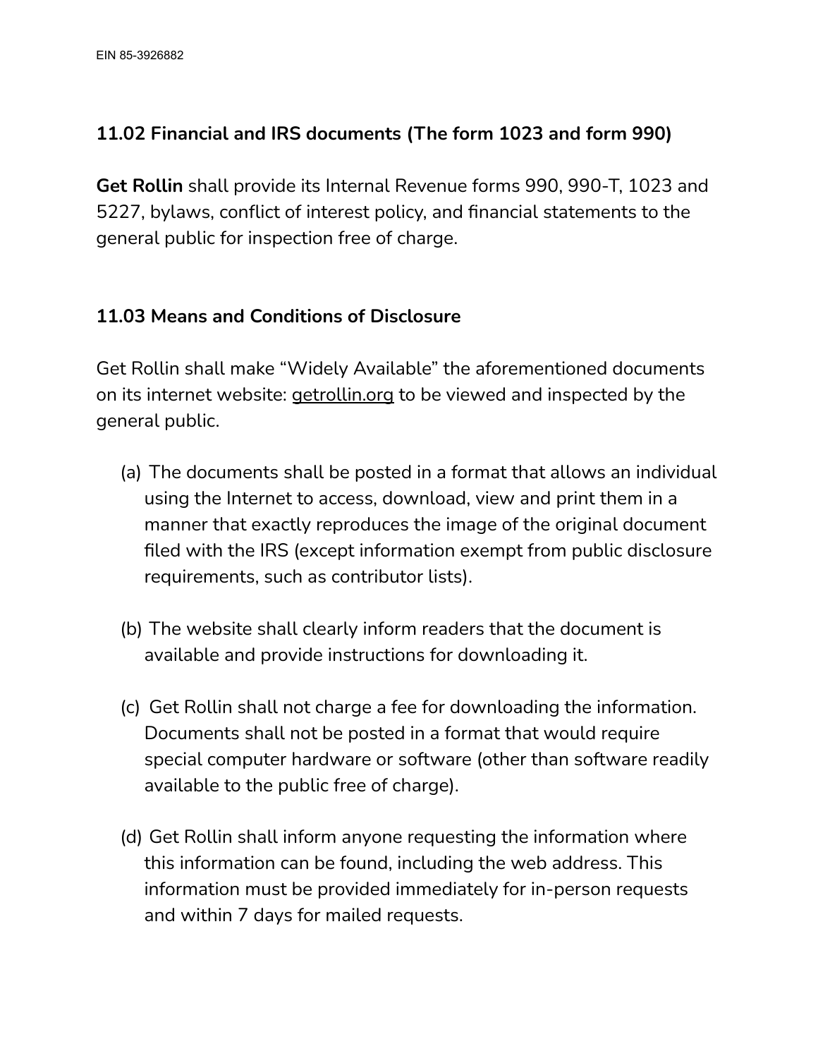## 11.02 Financial and IRS documents (The form 1023 and form 990)

**Get Rollin** shall provide its Internal Revenue forms 990, 990-T, 1023 and 5227, bylaws, conflict of interest policy, and financial statements to the general public for inspection free of charge.

## 11.03 Means and Conditions of Disclosure

Get Rollin shall make "Widely Available" the aforementioned documents on its internet website: getrollin.org to be viewed and inspected by the general public.

(a) The documents shall be posted in a format that allows an individual using the Internet to access, download, view and print them in a manner that exactly reproduces the image of the original document filed with the IRS (except information exempt from public disclosure requirements, such as contributor lists).

(b) The website shall clearly inform readers that the document is available and provide instructions for downloading it.

(c) Get Rollin shall not charge a fee for downloading the information. Documents shall not be posted in a format that would require special computer hardware or software (other than software readily available to the public free of charge).

(d) Get Rollin shall inform anyone requesting the information where this information can be found, including the web address. This information must be provided immediately for in-person requests and within 7 days for mailed requests.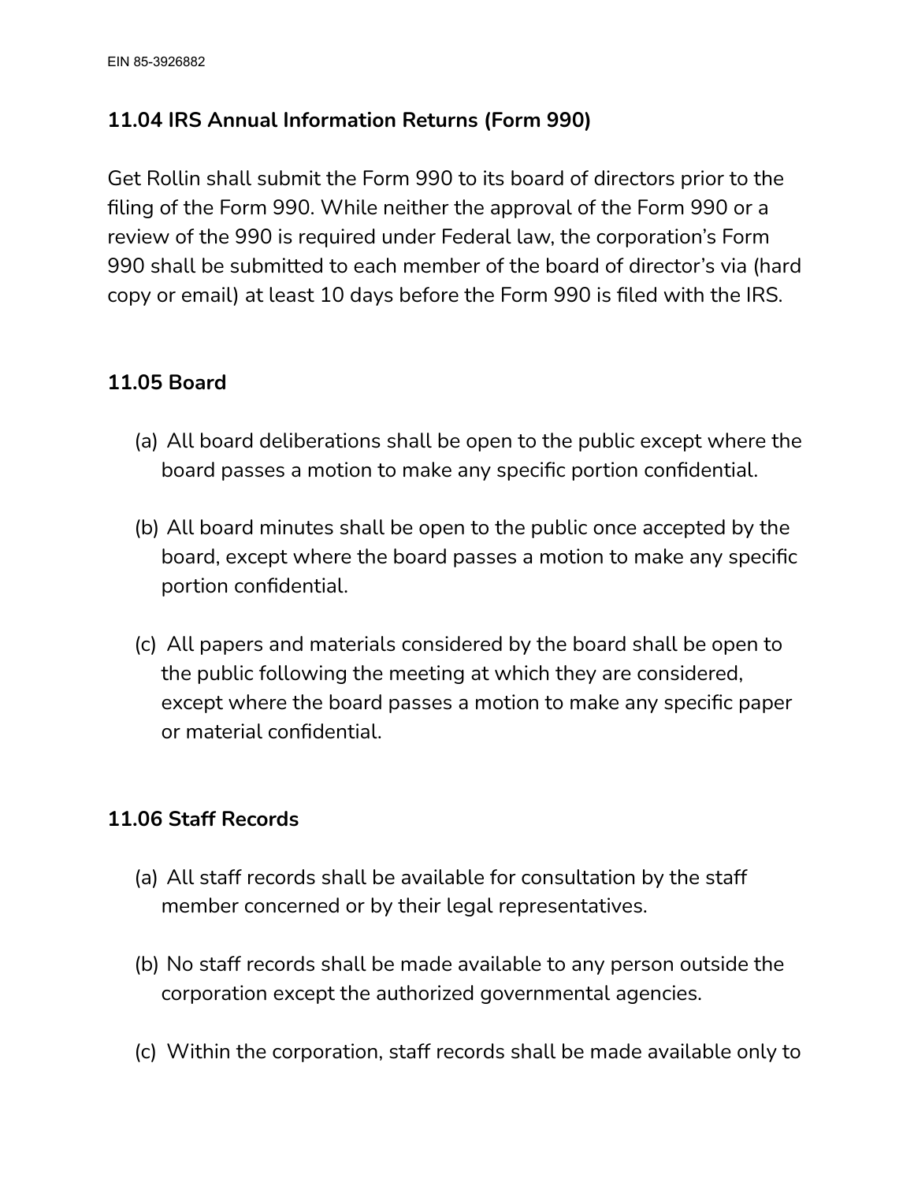### 11.04 IRS Annual Information Returns (Form 990)

Get Rollin shall submit the Form 990 to its board of directors prior to the filing of the Form 990. While neither the approval of the Form 990 or a review of the 990 is required under Federal law, the corporation's Form 990 shall be submitted to each member of the board of director's via (hard copy or email) at least 10 days before the Form 990 is filed with the IRS.

### 11.05 Board

(a) All board deliberations shall be open to the public except where the board passes a motion to make any specific portion confidential.

(b) All board minutes shall be open to the public once accepted by the board, except where the board passes a motion to make any specific portion confidential.

(c) All papers and materials considered by the board shall be open to the public following the meeting at which they are considered, except where the board passes a motion to make any specific paper or material confidential.

### 11.06 Staff Records

(a) All staff records shall be available for consultation by the staff member concerned or by their legal representatives.

(b) No staff records shall be made available to any person outside the corporation except the authorized governmental agencies.

(c) Within the corporation, staff records shall be made available only to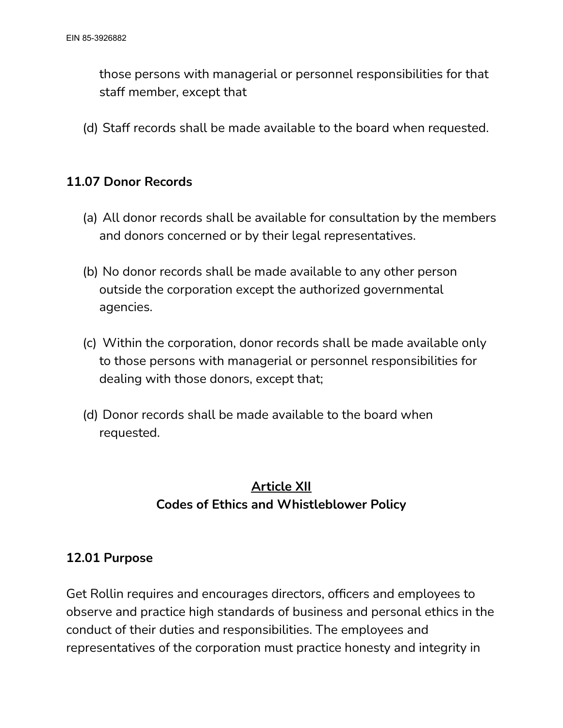those persons with managerial or personnel responsibilities for that staff member, except that

(d) Staff records shall be made available to the board when requested.

### 11.07 Donor Records

(a) All donor records shall be available for consultation by the members and donors concerned or by their legal representatives.

(b) No donor records shall be made available to any other person outside the corporation except the authorized governmental agencies.

(c) Within the corporation, donor records shall be made available only to those persons with managerial or personnel responsibilities for dealing with those donors, except that;

(d) Donor records shall be made available to the board when requested.

## <u>Article XII</u>
## Codes of Ethics and Whistleblower Policy

### 12.01 Purpose

Get Rollin requires and encourages directors, officers and employees to observe and practice high standards of business and personal ethics in the conduct of their duties and responsibilities. The employees and representatives of the corporation must practice honesty and integrity in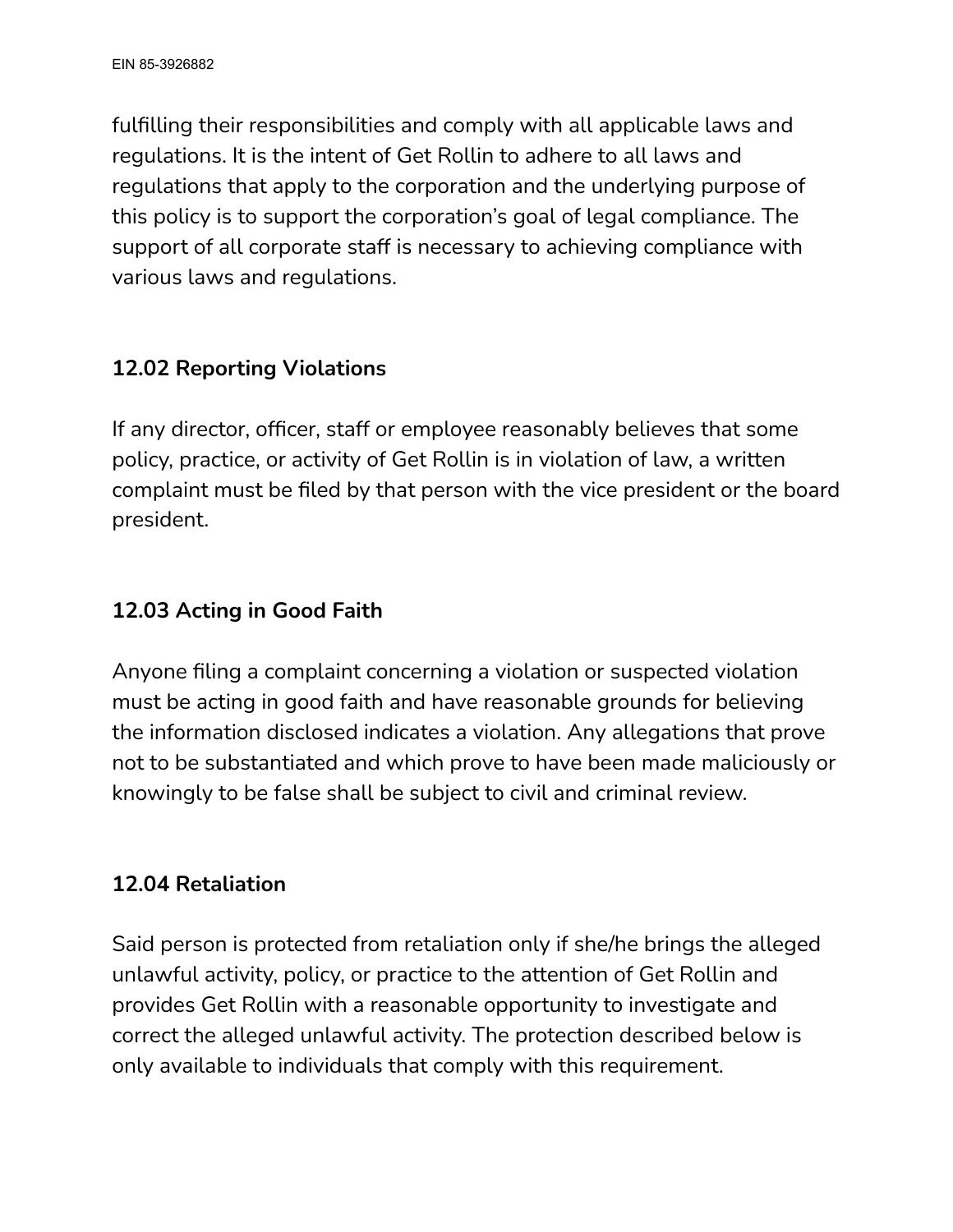fulfilling their responsibilities and comply with all applicable laws and regulations. It is the intent of Get Rollin to adhere to all laws and regulations that apply to the corporation and the underlying purpose of this policy is to support the corporation's goal of legal compliance. The support of all corporate staff is necessary to achieving compliance with various laws and regulations.

### 12.02 Reporting Violations

If any director, officer, staff or employee reasonably believes that some policy, practice, or activity of Get Rollin is in violation of law, a written complaint must be filed by that person with the vice president or the board president.

### 12.03 Acting in Good Faith

Anyone filing a complaint concerning a violation or suspected violation must be acting in good faith and have reasonable grounds for believing the information disclosed indicates a violation. Any allegations that prove not to be substantiated and which prove to have been made maliciously or knowingly to be false shall be subject to civil and criminal review.

### 12.04 Retaliation

Said person is protected from retaliation only if she/he brings the alleged unlawful activity, policy, or practice to the attention of Get Rollin and provides Get Rollin with a reasonable opportunity to investigate and correct the alleged unlawful activity. The protection described below is only available to individuals that comply with this requirement.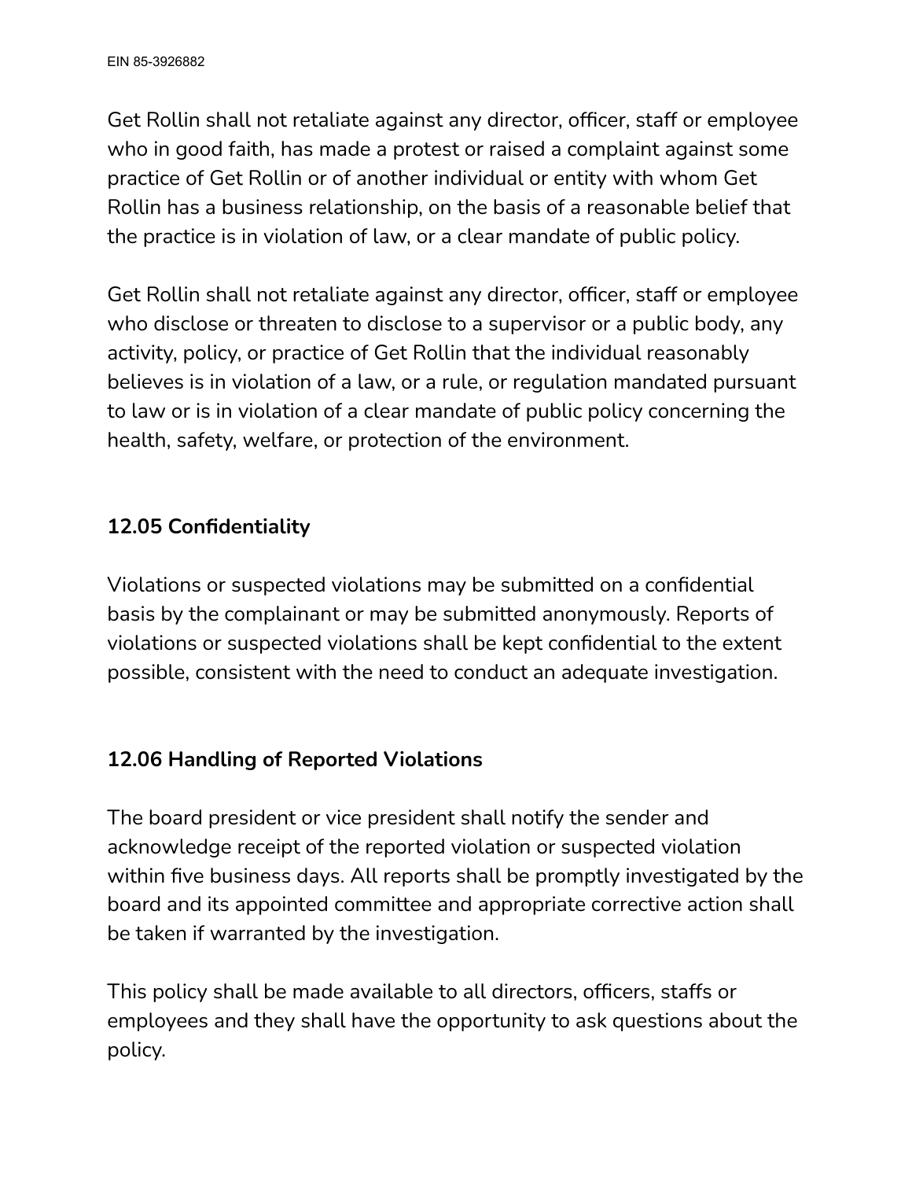Get Rollin shall not retaliate against any director, officer, staff or employee who in good faith, has made a protest or raised a complaint against some practice of Get Rollin or of another individual or entity with whom Get Rollin has a business relationship, on the basis of a reasonable belief that the practice is in violation of law, or a clear mandate of public policy.

Get Rollin shall not retaliate against any director, officer, staff or employee who disclose or threaten to disclose to a supervisor or a public body, any activity, policy, or practice of Get Rollin that the individual reasonably believes is in violation of a law, or a rule, or regulation mandated pursuant to law or is in violation of a clear mandate of public policy concerning the health, safety, welfare, or protection of the environment.

**12.05 Confidentiality**

Violations or suspected violations may be submitted on a confidential basis by the complainant or may be submitted anonymously. Reports of violations or suspected violations shall be kept confidential to the extent possible, consistent with the need to conduct an adequate investigation.

**12.06 Handling of Reported Violations**

The board president or vice president shall notify the sender and acknowledge receipt of the reported violation or suspected violation within five business days. All reports shall be promptly investigated by the board and its appointed committee and appropriate corrective action shall be taken if warranted by the investigation.

This policy shall be made available to all directors, officers, staffs or employees and they shall have the opportunity to ask questions about the policy.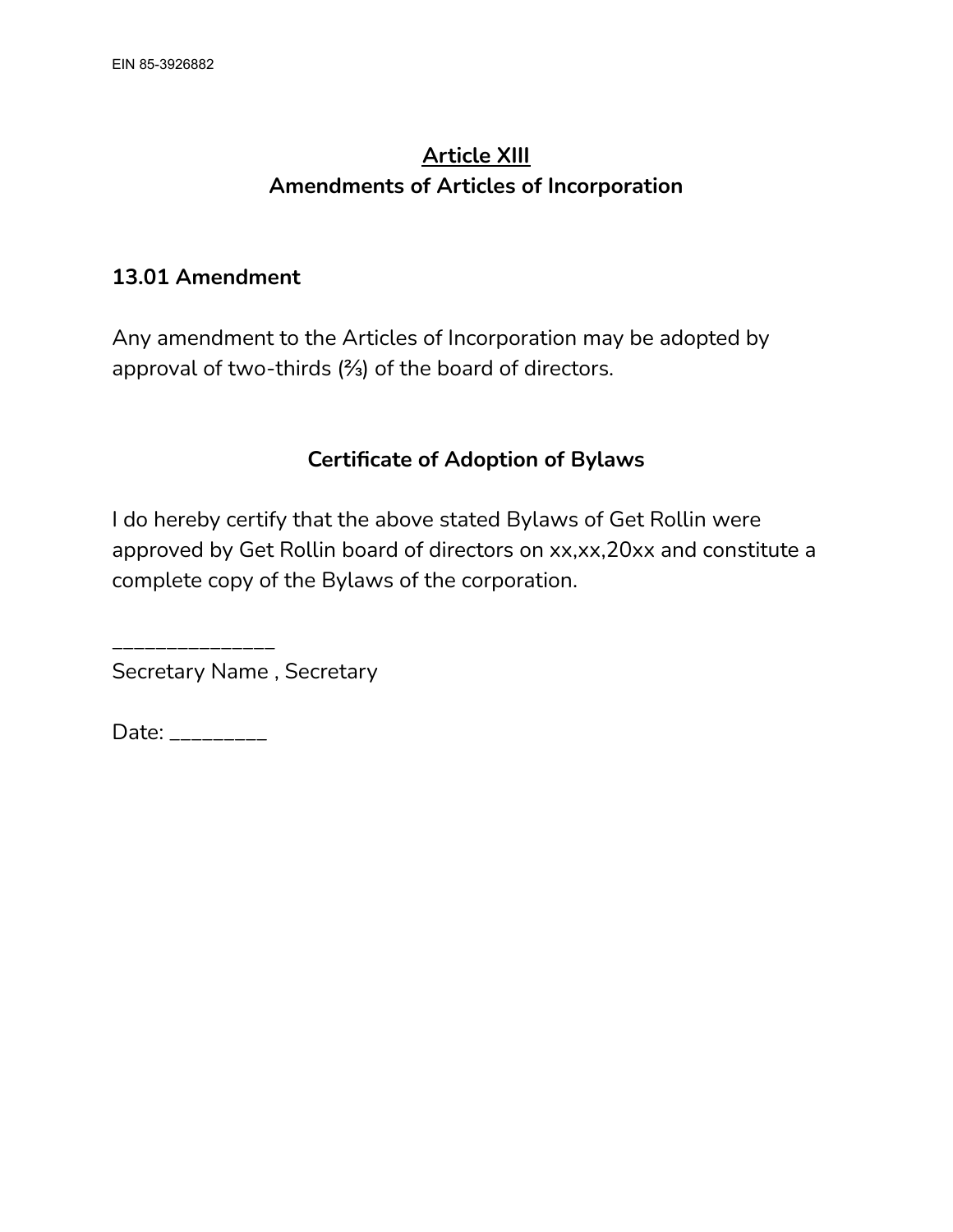## Article XIII
## Amendments of Articles of Incorporation

### 13.01 Amendment

Any amendment to the Articles of Incorporation may be adopted by approval of two-thirds (⅔) of the board of directors.

### Certificate of Adoption of Bylaws

I do hereby certify that the above stated Bylaws of Get Rollin were approved by Get Rollin board of directors on xx,xx,20xx and constitute a complete copy of the Bylaws of the corporation.

______________
Secretary Name , Secretary

Date: _________